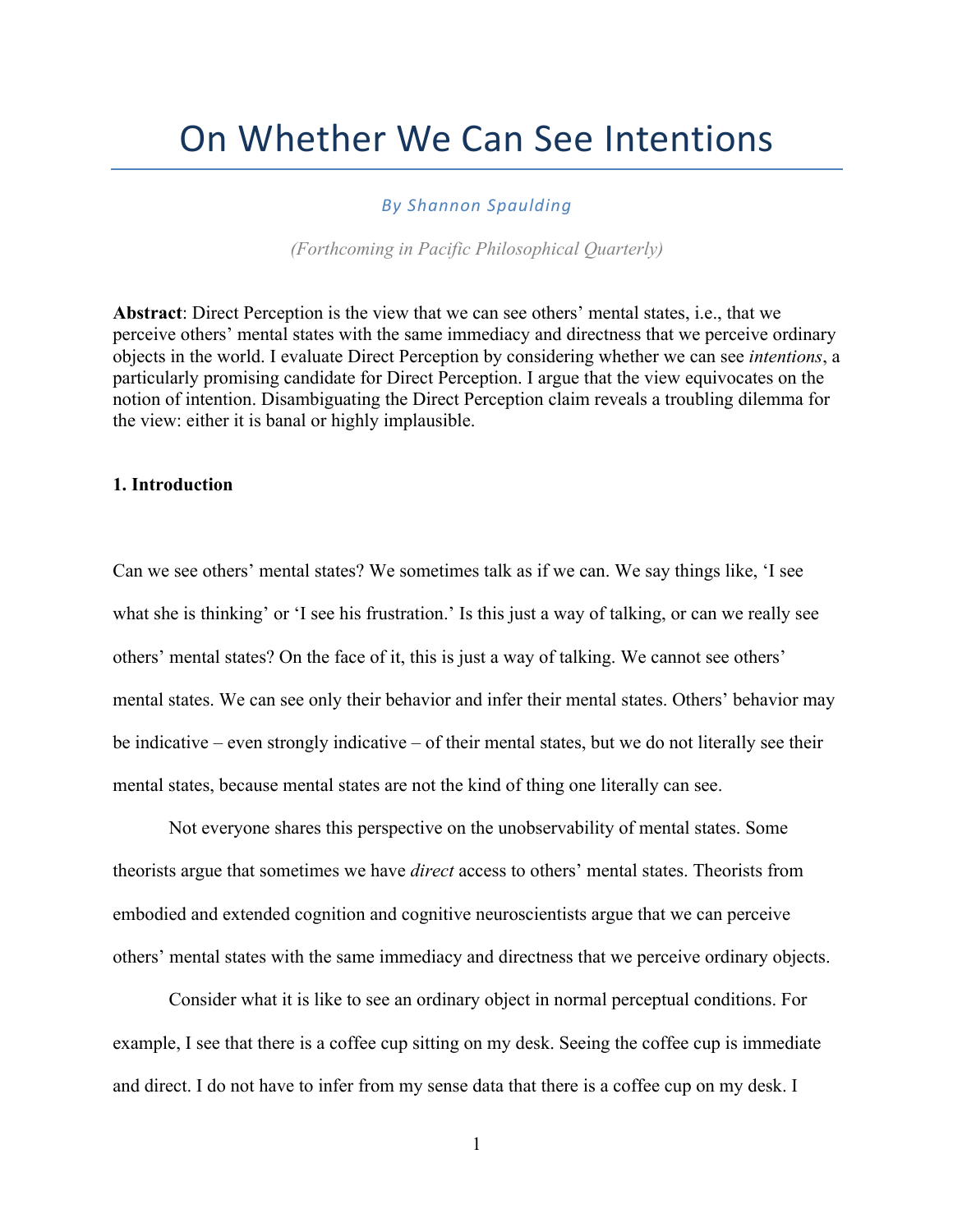# On Whether We Can See Intentions

*By Shannon Spaulding*

*(Forthcoming in Pacific Philosophical Quarterly)*

**Abstract**: Direct Perception is the view that we can see others' mental states, i.e., that we perceive others' mental states with the same immediacy and directness that we perceive ordinary objects in the world. I evaluate Direct Perception by considering whether we can see *intentions*, a particularly promising candidate for Direct Perception. I argue that the view equivocates on the notion of intention. Disambiguating the Direct Perception claim reveals a troubling dilemma for the view: either it is banal or highly implausible.

## 1. Introduction

Can we see others' mental states? We sometimes talk as if we can. We say things like, 'I see what she is thinking' or 'I see his frustration.' Is this just a way of talking, or can we really see others' mental states? On the face of it, this is just a way of talking. We cannot see others' mental states. We can see only their behavior and infer their mental states. Others' behavior may be indicative – even strongly indicative – of their mental states, but we do not literally see their mental states, because mental states are not the kind of thing one literally can see.

Not everyone shares this perspective on the unobservability of mental states. Some theorists argue that sometimes we have *direct* access to others' mental states. Theorists from embodied and extended cognition and cognitive neuroscientists argue that we can perceive others' mental states with the same immediacy and directness that we perceive ordinary objects.

Consider what it is like to see an ordinary object in normal perceptual conditions. For example, I see that there is a coffee cup sitting on my desk. Seeing the coffee cup is immediate and direct. I do not have to infer from my sense data that there is a coffee cup on my desk. I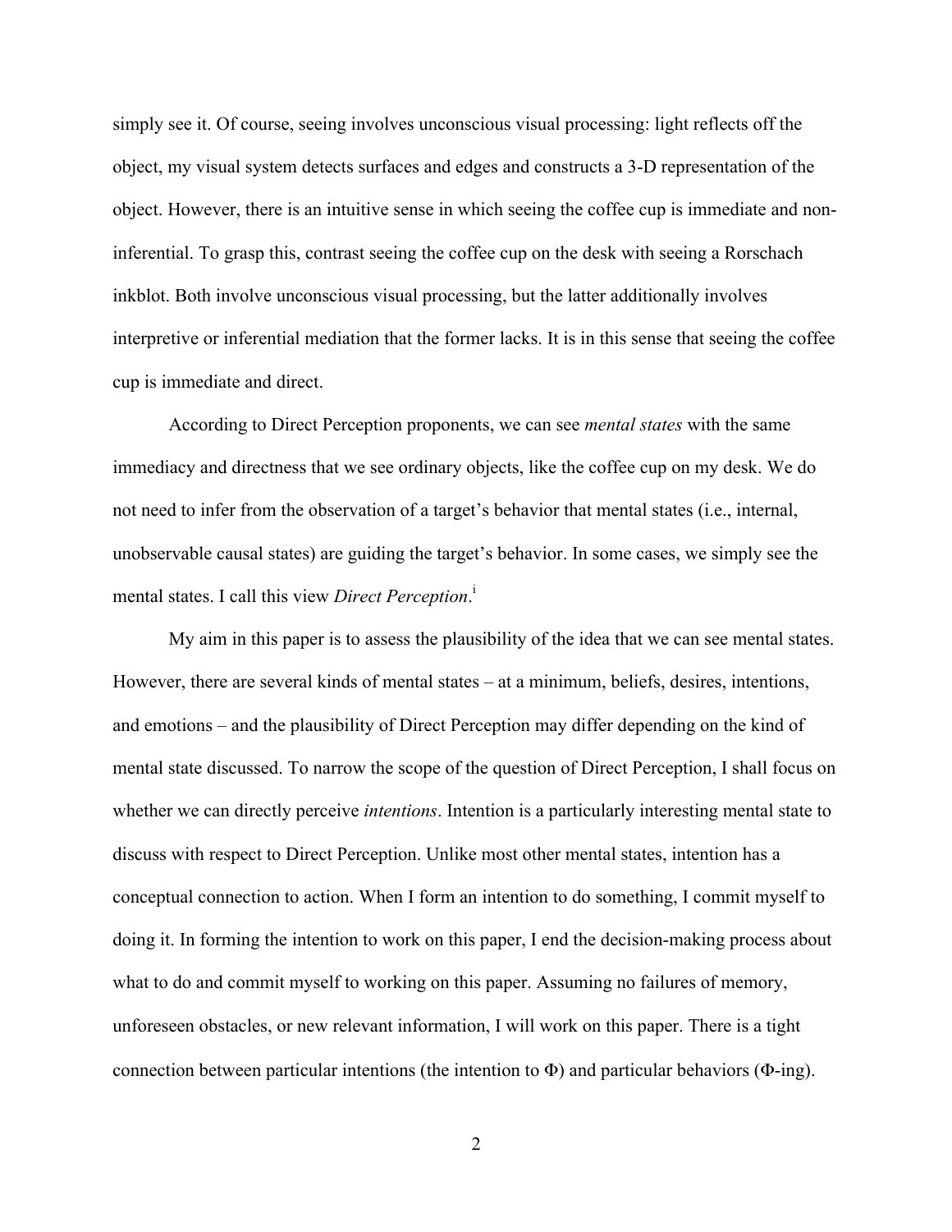simply see it. Of course, seeing involves unconscious visual processing: light reflects off the object, my visual system detects surfaces and edges and constructs a 3-D representation of the object. However, there is an intuitive sense in which seeing the coffee cup is immediate and non-inferential. To grasp this, contrast seeing the coffee cup on the desk with seeing a Rorschach inkblot. Both involve unconscious visual processing, but the latter additionally involves interpretive or inferential mediation that the former lacks. It is in this sense that seeing the coffee cup is immediate and direct.

According to Direct Perception proponents, we can see *mental states* with the same immediacy and directness that we see ordinary objects, like the coffee cup on my desk. We do not need to infer from the observation of a target's behavior that mental states (i.e., internal, unobservable causal states) are guiding the target's behavior. In some cases, we simply see the mental states. I call this view *Direct Perception*.[i]

My aim in this paper is to assess the plausibility of the idea that we can see mental states. However, there are several kinds of mental states – at a minimum, beliefs, desires, intentions, and emotions – and the plausibility of Direct Perception may differ depending on the kind of mental state discussed. To narrow the scope of the question of Direct Perception, I shall focus on whether we can directly perceive *intentions*. Intention is a particularly interesting mental state to discuss with respect to Direct Perception. Unlike most other mental states, intention has a conceptual connection to action. When I form an intention to do something, I commit myself to doing it. In forming the intention to work on this paper, I end the decision-making process about what to do and commit myself to working on this paper. Assuming no failures of memory, unforeseen obstacles, or new relevant information, I will work on this paper. There is a tight connection between particular intentions (the intention to $\Phi$) and particular behaviors ($\Phi$-ing).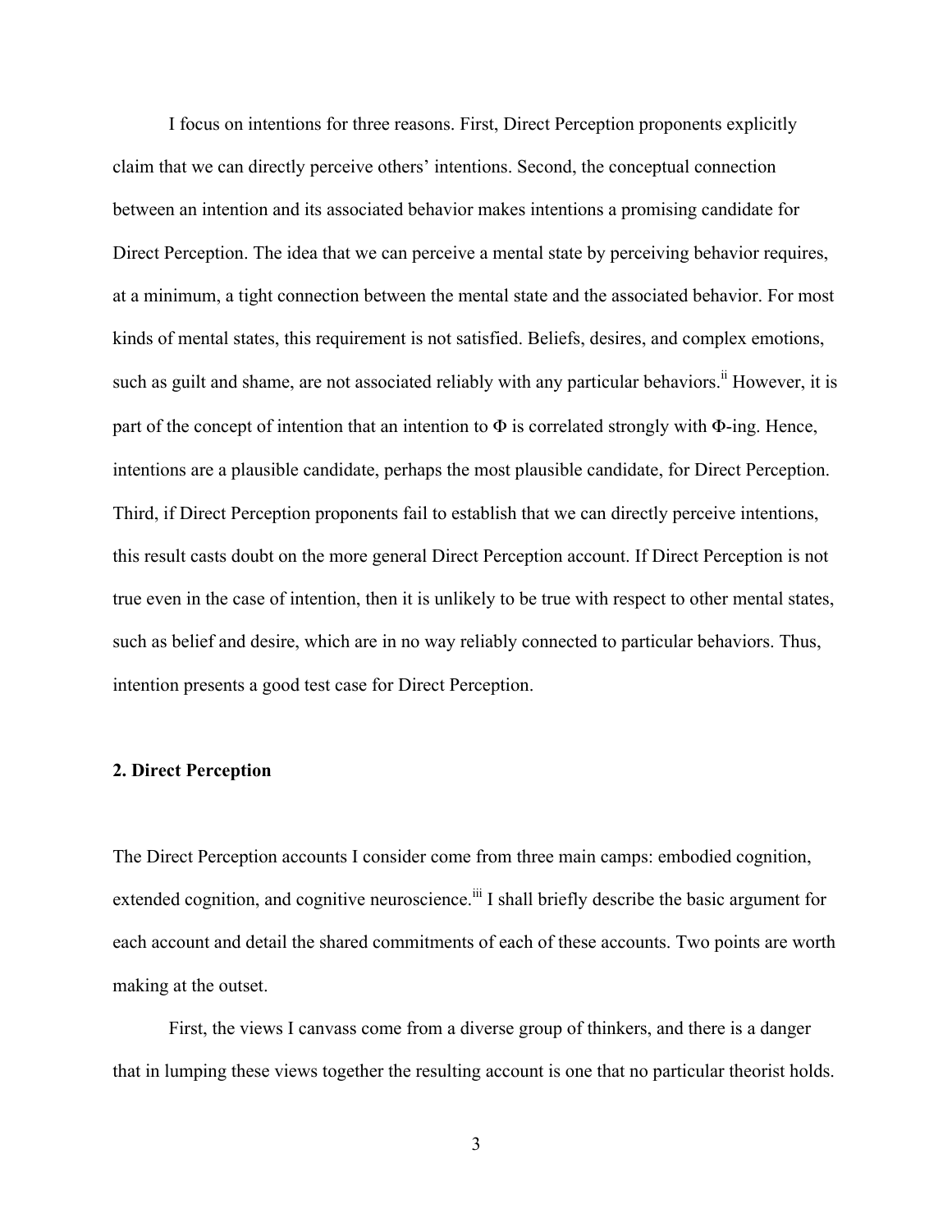I focus on intentions for three reasons. First, Direct Perception proponents explicitly claim that we can directly perceive others' intentions. Second, the conceptual connection between an intention and its associated behavior makes intentions a promising candidate for Direct Perception. The idea that we can perceive a mental state by perceiving behavior requires, at a minimum, a tight connection between the mental state and the associated behavior. For most kinds of mental states, this requirement is not satisfied. Beliefs, desires, and complex emotions, such as guilt and shame, are not associated reliably with any particular behaviors.[ii] However, it is part of the concept of intention that an intention to Φ is correlated strongly with Φ-ing. Hence, intentions are a plausible candidate, perhaps the most plausible candidate, for Direct Perception. Third, if Direct Perception proponents fail to establish that we can directly perceive intentions, this result casts doubt on the more general Direct Perception account. If Direct Perception is not true even in the case of intention, then it is unlikely to be true with respect to other mental states, such as belief and desire, which are in no way reliably connected to particular behaviors. Thus, intention presents a good test case for Direct Perception.

## 2. Direct Perception

The Direct Perception accounts I consider come from three main camps: embodied cognition, extended cognition, and cognitive neuroscience.[iii] I shall briefly describe the basic argument for each account and detail the shared commitments of each of these accounts. Two points are worth making at the outset.

First, the views I canvass come from a diverse group of thinkers, and there is a danger that in lumping these views together the resulting account is one that no particular theorist holds.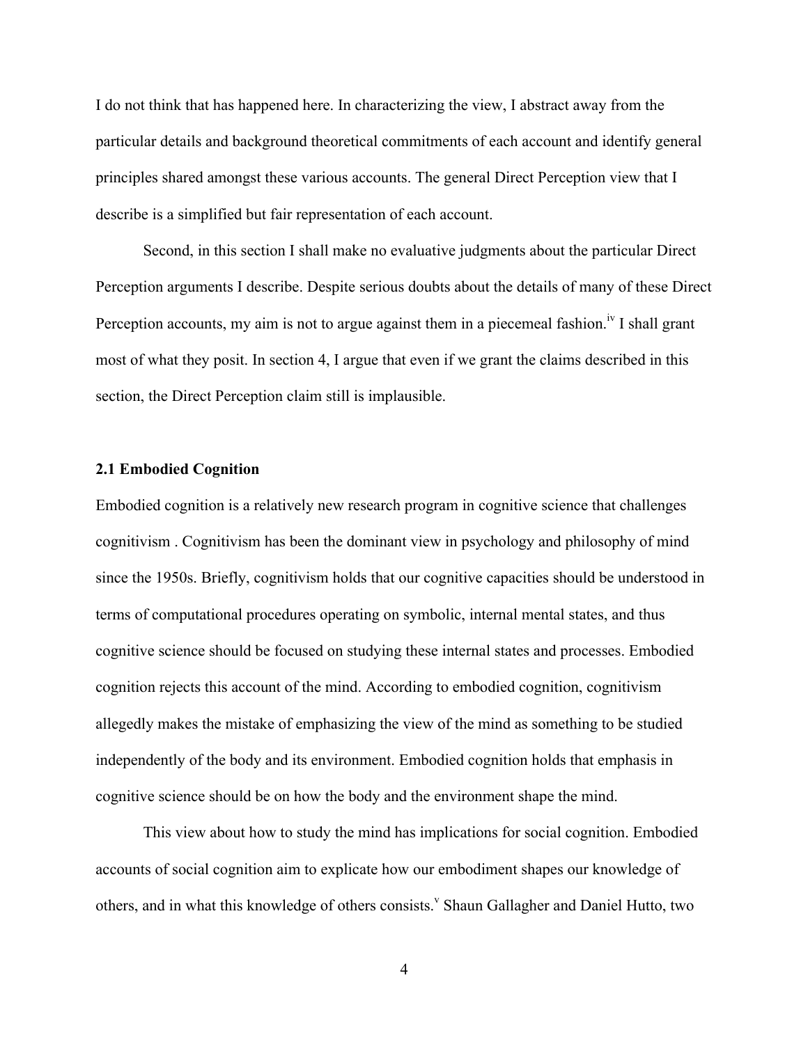I do not think that has happened here. In characterizing the view, I abstract away from the particular details and background theoretical commitments of each account and identify general principles shared amongst these various accounts. The general Direct Perception view that I describe is a simplified but fair representation of each account.

Second, in this section I shall make no evaluative judgments about the particular Direct Perception arguments I describe. Despite serious doubts about the details of many of these Direct Perception accounts, my aim is not to argue against them in a piecemeal fashion.[iv] I shall grant most of what they posit. In section 4, I argue that even if we grant the claims described in this section, the Direct Perception claim still is implausible.

### 2.1 Embodied Cognition

Embodied cognition is a relatively new research program in cognitive science that challenges cognitivism . Cognitivism has been the dominant view in psychology and philosophy of mind since the 1950s. Briefly, cognitivism holds that our cognitive capacities should be understood in terms of computational procedures operating on symbolic, internal mental states, and thus cognitive science should be focused on studying these internal states and processes. Embodied cognition rejects this account of the mind. According to embodied cognition, cognitivism allegedly makes the mistake of emphasizing the view of the mind as something to be studied independently of the body and its environment. Embodied cognition holds that emphasis in cognitive science should be on how the body and the environment shape the mind.

This view about how to study the mind has implications for social cognition. Embodied accounts of social cognition aim to explicate how our embodiment shapes our knowledge of others, and in what this knowledge of others consists.[v] Shaun Gallagher and Daniel Hutto, two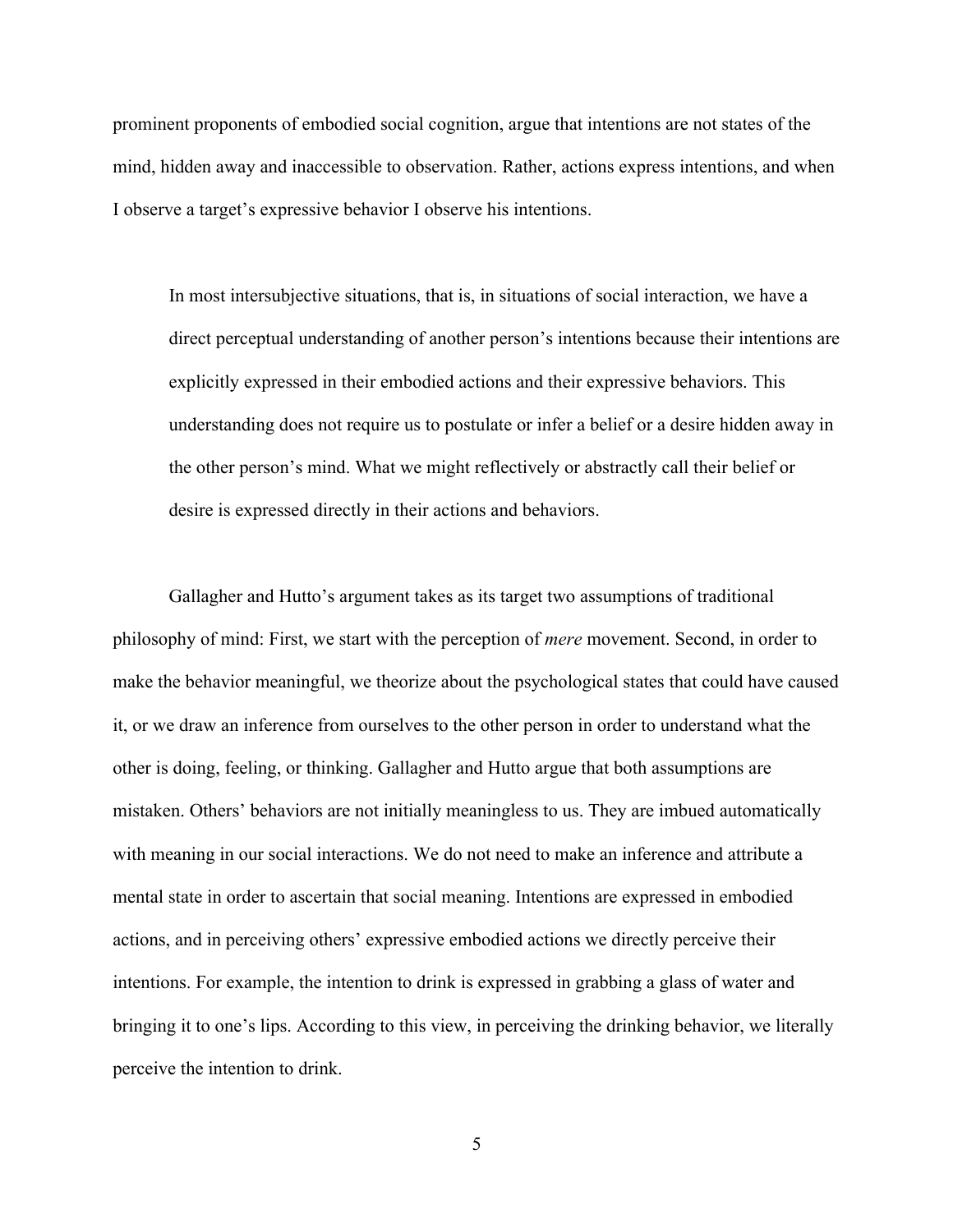prominent proponents of embodied social cognition, argue that intentions are not states of the mind, hidden away and inaccessible to observation. Rather, actions express intentions, and when I observe a target's expressive behavior I observe his intentions.

> In most intersubjective situations, that is, in situations of social interaction, we have a direct perceptual understanding of another person's intentions because their intentions are explicitly expressed in their embodied actions and their expressive behaviors. This understanding does not require us to postulate or infer a belief or a desire hidden away in the other person's mind. What we might reflectively or abstractly call their belief or desire is expressed directly in their actions and behaviors.

Gallagher and Hutto's argument takes as its target two assumptions of traditional philosophy of mind: First, we start with the perception of *mere* movement. Second, in order to make the behavior meaningful, we theorize about the psychological states that could have caused it, or we draw an inference from ourselves to the other person in order to understand what the other is doing, feeling, or thinking. Gallagher and Hutto argue that both assumptions are mistaken. Others' behaviors are not initially meaningless to us. They are imbued automatically with meaning in our social interactions. We do not need to make an inference and attribute a mental state in order to ascertain that social meaning. Intentions are expressed in embodied actions, and in perceiving others' expressive embodied actions we directly perceive their intentions. For example, the intention to drink is expressed in grabbing a glass of water and bringing it to one's lips. According to this view, in perceiving the drinking behavior, we literally perceive the intention to drink.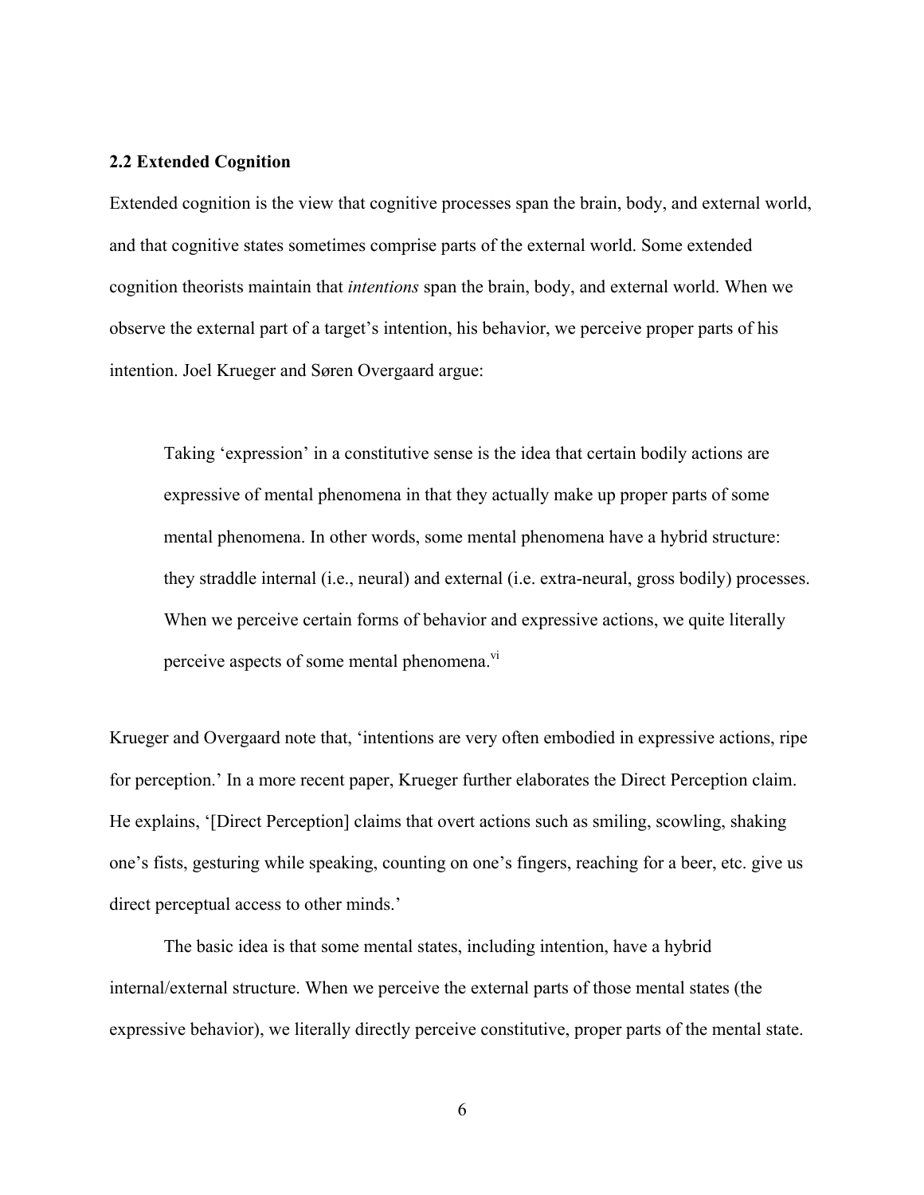### 2.2 Extended Cognition

Extended cognition is the view that cognitive processes span the brain, body, and external world, and that cognitive states sometimes comprise parts of the external world. Some extended cognition theorists maintain that *intentions* span the brain, body, and external world. When we observe the external part of a target's intention, his behavior, we perceive proper parts of his intention. Joel Krueger and Søren Overgaard argue:

> Taking 'expression' in a constitutive sense is the idea that certain bodily actions are expressive of mental phenomena in that they actually make up proper parts of some mental phenomena. In other words, some mental phenomena have a hybrid structure: they straddle internal (i.e., neural) and external (i.e. extra-neural, gross bodily) processes. When we perceive certain forms of behavior and expressive actions, we quite literally perceive aspects of some mental phenomena.[vi]

Krueger and Overgaard note that, 'intentions are very often embodied in expressive actions, ripe for perception.' In a more recent paper, Krueger further elaborates the Direct Perception claim. He explains, '[Direct Perception] claims that overt actions such as smiling, scowling, shaking one's fists, gesturing while speaking, counting on one's fingers, reaching for a beer, etc. give us direct perceptual access to other minds.'

The basic idea is that some mental states, including intention, have a hybrid internal/external structure. When we perceive the external parts of those mental states (the expressive behavior), we literally directly perceive constitutive, proper parts of the mental state.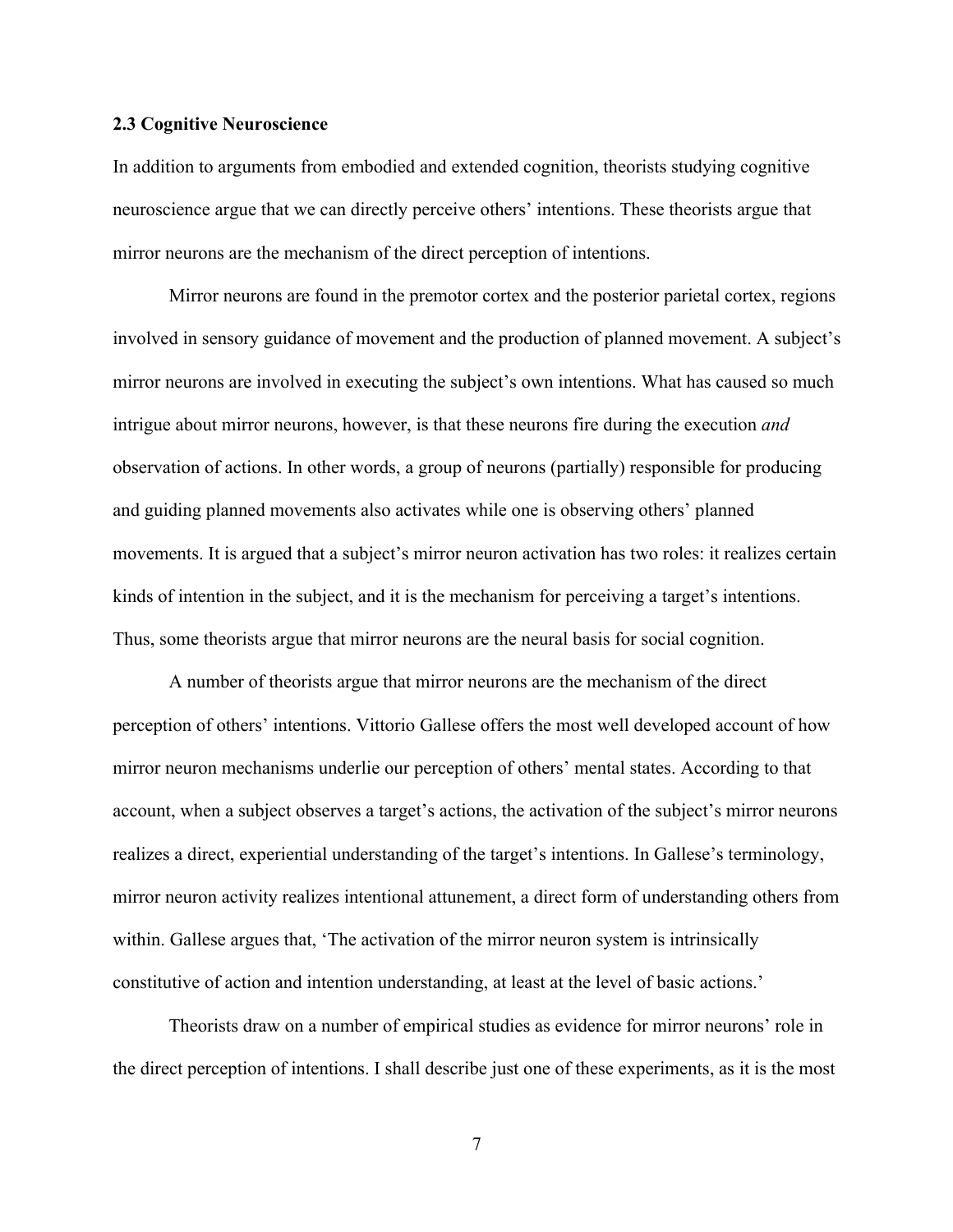### 2.3 Cognitive Neuroscience

In addition to arguments from embodied and extended cognition, theorists studying cognitive neuroscience argue that we can directly perceive others' intentions. These theorists argue that mirror neurons are the mechanism of the direct perception of intentions.

Mirror neurons are found in the premotor cortex and the posterior parietal cortex, regions involved in sensory guidance of movement and the production of planned movement. A subject's mirror neurons are involved in executing the subject's own intentions. What has caused so much intrigue about mirror neurons, however, is that these neurons fire during the execution *and* observation of actions. In other words, a group of neurons (partially) responsible for producing and guiding planned movements also activates while one is observing others' planned movements. It is argued that a subject's mirror neuron activation has two roles: it realizes certain kinds of intention in the subject, and it is the mechanism for perceiving a target's intentions. Thus, some theorists argue that mirror neurons are the neural basis for social cognition.

A number of theorists argue that mirror neurons are the mechanism of the direct perception of others' intentions. Vittorio Gallese offers the most well developed account of how mirror neuron mechanisms underlie our perception of others' mental states. According to that account, when a subject observes a target's actions, the activation of the subject's mirror neurons realizes a direct, experiential understanding of the target's intentions. In Gallese's terminology, mirror neuron activity realizes intentional attunement, a direct form of understanding others from within. Gallese argues that, 'The activation of the mirror neuron system is intrinsically constitutive of action and intention understanding, at least at the level of basic actions.'

Theorists draw on a number of empirical studies as evidence for mirror neurons' role in the direct perception of intentions. I shall describe just one of these experiments, as it is the most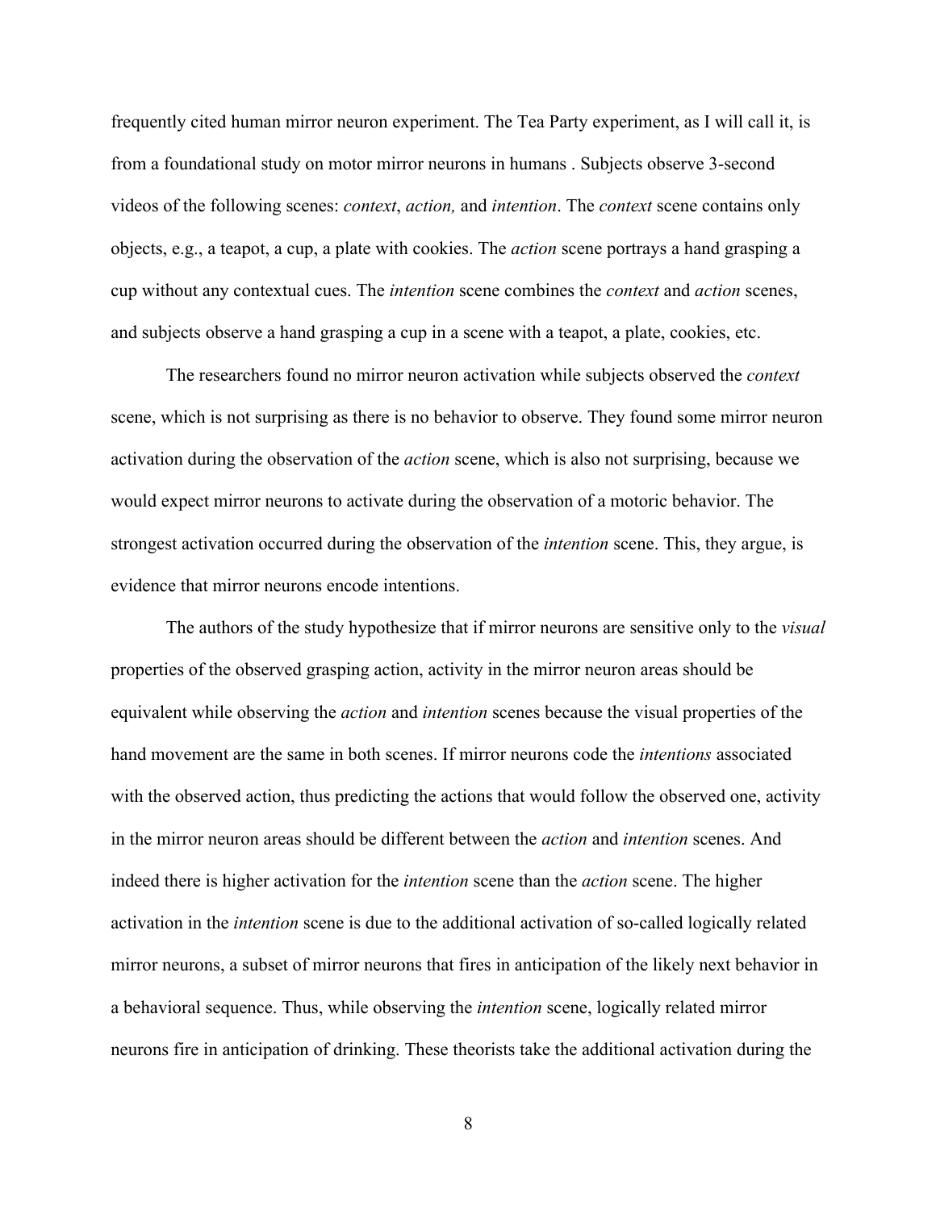frequently cited human mirror neuron experiment. The Tea Party experiment, as I will call it, is from a foundational study on motor mirror neurons in humans . Subjects observe 3-second videos of the following scenes: *context*, *action,* and *intention*. The *context* scene contains only objects, e.g., a teapot, a cup, a plate with cookies. The *action* scene portrays a hand grasping a cup without any contextual cues. The *intention* scene combines the *context* and *action* scenes, and subjects observe a hand grasping a cup in a scene with a teapot, a plate, cookies, etc.

The researchers found no mirror neuron activation while subjects observed the *context* scene, which is not surprising as there is no behavior to observe. They found some mirror neuron activation during the observation of the *action* scene, which is also not surprising, because we would expect mirror neurons to activate during the observation of a motoric behavior. The strongest activation occurred during the observation of the *intention* scene. This, they argue, is evidence that mirror neurons encode intentions.

The authors of the study hypothesize that if mirror neurons are sensitive only to the *visual* properties of the observed grasping action, activity in the mirror neuron areas should be equivalent while observing the *action* and *intention* scenes because the visual properties of the hand movement are the same in both scenes. If mirror neurons code the *intentions* associated with the observed action, thus predicting the actions that would follow the observed one, activity in the mirror neuron areas should be different between the *action* and *intention* scenes. And indeed there is higher activation for the *intention* scene than the *action* scene. The higher activation in the *intention* scene is due to the additional activation of so-called logically related mirror neurons, a subset of mirror neurons that fires in anticipation of the likely next behavior in a behavioral sequence. Thus, while observing the *intention* scene, logically related mirror neurons fire in anticipation of drinking. These theorists take the additional activation during the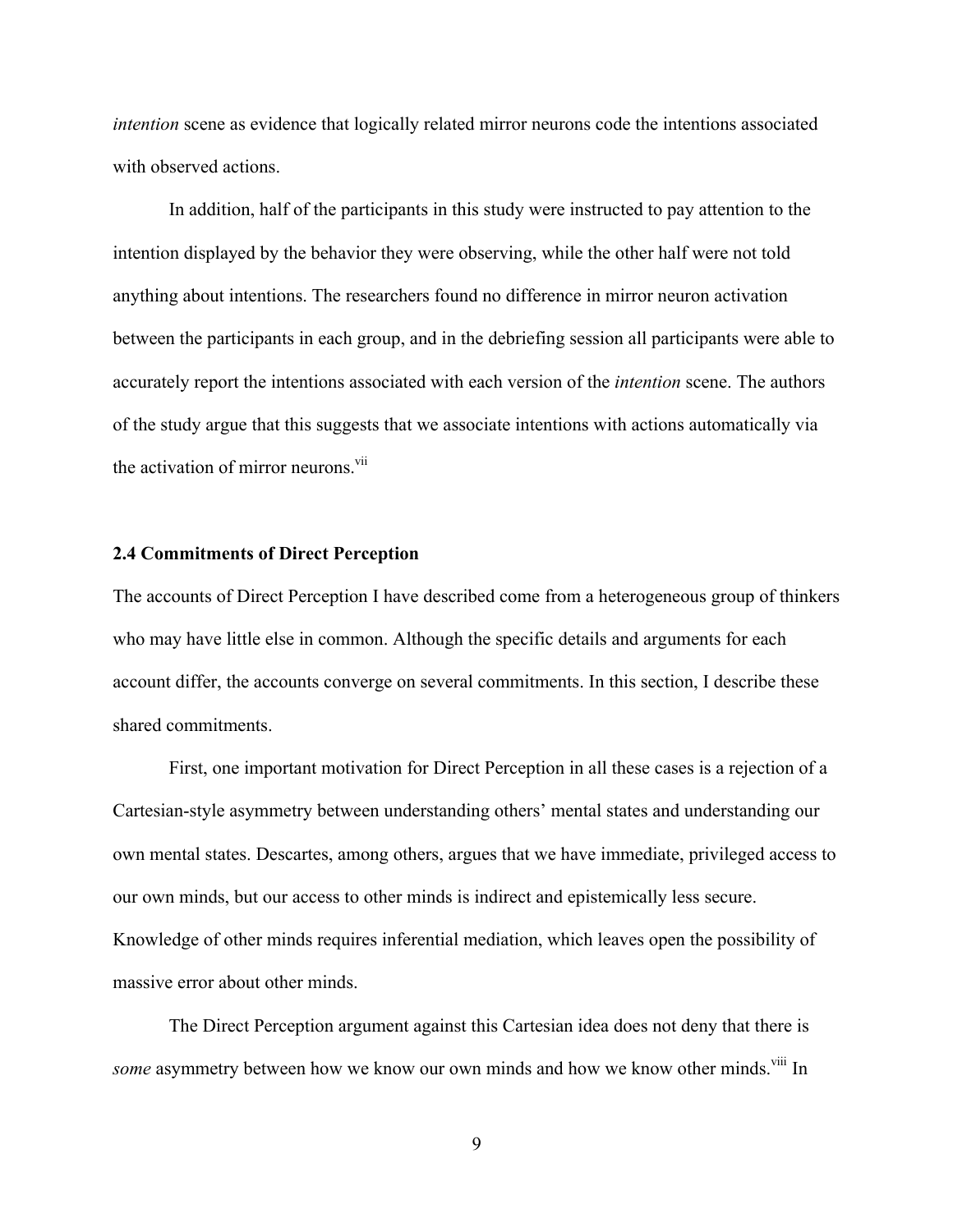*intention* scene as evidence that logically related mirror neurons code the intentions associated with observed actions.

In addition, half of the participants in this study were instructed to pay attention to the intention displayed by the behavior they were observing, while the other half were not told anything about intentions. The researchers found no difference in mirror neuron activation between the participants in each group, and in the debriefing session all participants were able to accurately report the intentions associated with each version of the *intention* scene. The authors of the study argue that this suggests that we associate intentions with actions automatically via the activation of mirror neurons.[vii]

### 2.4 Commitments of Direct Perception

The accounts of Direct Perception I have described come from a heterogeneous group of thinkers who may have little else in common. Although the specific details and arguments for each account differ, the accounts converge on several commitments. In this section, I describe these shared commitments.

First, one important motivation for Direct Perception in all these cases is a rejection of a Cartesian-style asymmetry between understanding others' mental states and understanding our own mental states. Descartes, among others, argues that we have immediate, privileged access to our own minds, but our access to other minds is indirect and epistemically less secure. Knowledge of other minds requires inferential mediation, which leaves open the possibility of massive error about other minds.

The Direct Perception argument against this Cartesian idea does not deny that there is *some* asymmetry between how we know our own minds and how we know other minds.[viii] In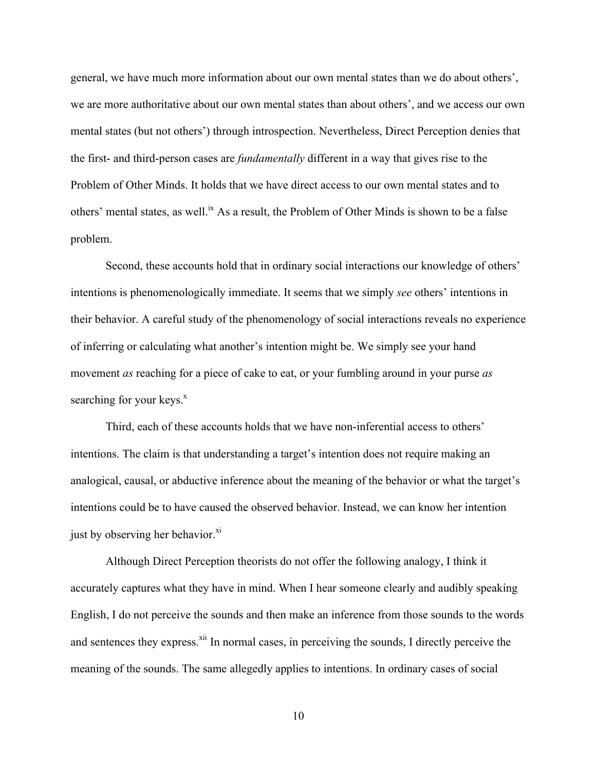general, we have much more information about our own mental states than we do about others', we are more authoritative about our own mental states than about others', and we access our own mental states (but not others') through introspection. Nevertheless, Direct Perception denies that the first- and third-person cases are *fundamentally* different in a way that gives rise to the Problem of Other Minds. It holds that we have direct access to our own mental states and to others' mental states, as well.[ix] As a result, the Problem of Other Minds is shown to be a false problem.

Second, these accounts hold that in ordinary social interactions our knowledge of others' intentions is phenomenologically immediate. It seems that we simply *see* others' intentions in their behavior. A careful study of the phenomenology of social interactions reveals no experience of inferring or calculating what another's intention might be. We simply see your hand movement *as* reaching for a piece of cake to eat, or your fumbling around in your purse *as* searching for your keys.[x]

Third, each of these accounts holds that we have non-inferential access to others' intentions. The claim is that understanding a target's intention does not require making an analogical, causal, or abductive inference about the meaning of the behavior or what the target's intentions could be to have caused the observed behavior. Instead, we can know her intention just by observing her behavior.[xi]

Although Direct Perception theorists do not offer the following analogy, I think it accurately captures what they have in mind. When I hear someone clearly and audibly speaking English, I do not perceive the sounds and then make an inference from those sounds to the words and sentences they express.[xii] In normal cases, in perceiving the sounds, I directly perceive the meaning of the sounds. The same allegedly applies to intentions. In ordinary cases of social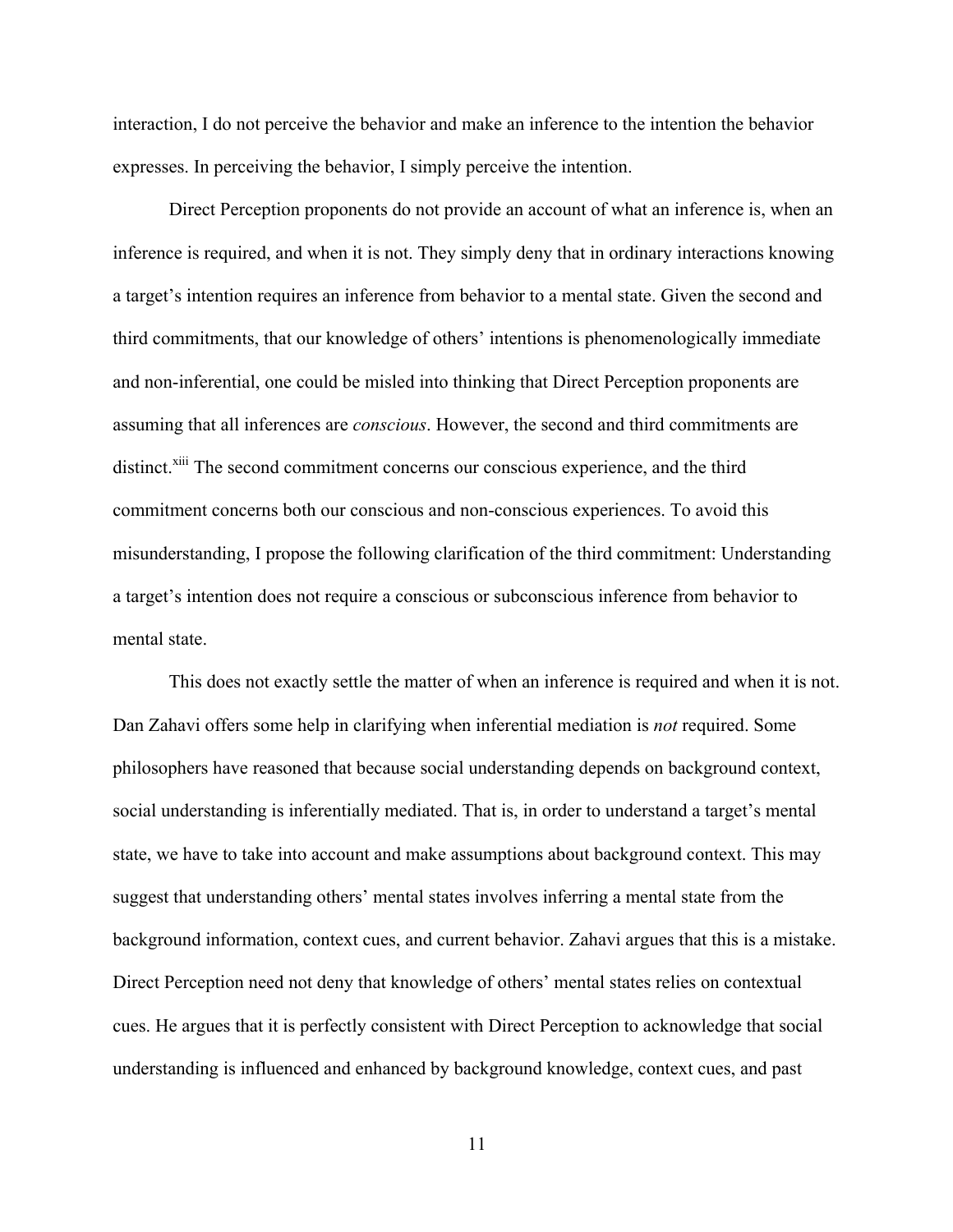interaction, I do not perceive the behavior and make an inference to the intention the behavior expresses. In perceiving the behavior, I simply perceive the intention.

Direct Perception proponents do not provide an account of what an inference is, when an inference is required, and when it is not. They simply deny that in ordinary interactions knowing a target's intention requires an inference from behavior to a mental state. Given the second and third commitments, that our knowledge of others' intentions is phenomenologically immediate and non-inferential, one could be misled into thinking that Direct Perception proponents are assuming that all inferences are *conscious*. However, the second and third commitments are distinct.[xiii] The second commitment concerns our conscious experience, and the third commitment concerns both our conscious and non-conscious experiences. To avoid this misunderstanding, I propose the following clarification of the third commitment: Understanding a target's intention does not require a conscious or subconscious inference from behavior to mental state.

This does not exactly settle the matter of when an inference is required and when it is not. Dan Zahavi offers some help in clarifying when inferential mediation is *not* required. Some philosophers have reasoned that because social understanding depends on background context, social understanding is inferentially mediated. That is, in order to understand a target's mental state, we have to take into account and make assumptions about background context. This may suggest that understanding others' mental states involves inferring a mental state from the background information, context cues, and current behavior. Zahavi argues that this is a mistake. Direct Perception need not deny that knowledge of others' mental states relies on contextual cues. He argues that it is perfectly consistent with Direct Perception to acknowledge that social understanding is influenced and enhanced by background knowledge, context cues, and past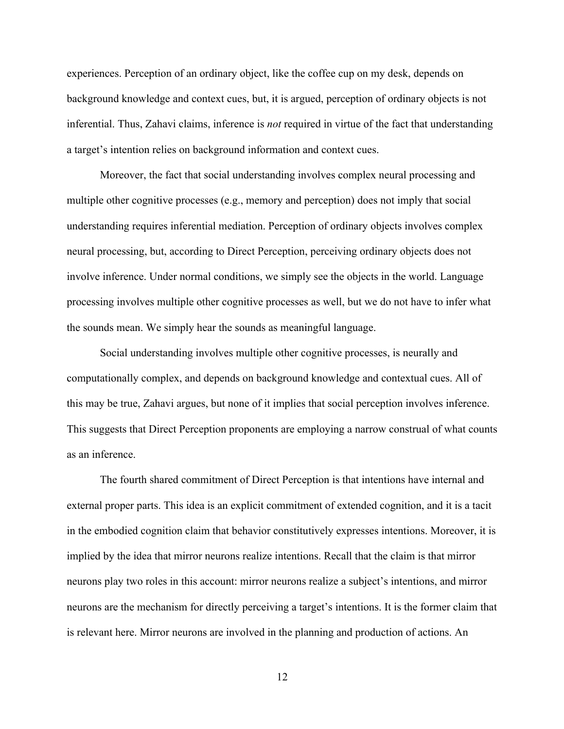experiences. Perception of an ordinary object, like the coffee cup on my desk, depends on background knowledge and context cues, but, it is argued, perception of ordinary objects is not inferential. Thus, Zahavi claims, inference is *not* required in virtue of the fact that understanding a target's intention relies on background information and context cues.

Moreover, the fact that social understanding involves complex neural processing and multiple other cognitive processes (e.g., memory and perception) does not imply that social understanding requires inferential mediation. Perception of ordinary objects involves complex neural processing, but, according to Direct Perception, perceiving ordinary objects does not involve inference. Under normal conditions, we simply see the objects in the world. Language processing involves multiple other cognitive processes as well, but we do not have to infer what the sounds mean. We simply hear the sounds as meaningful language.

Social understanding involves multiple other cognitive processes, is neurally and computationally complex, and depends on background knowledge and contextual cues. All of this may be true, Zahavi argues, but none of it implies that social perception involves inference. This suggests that Direct Perception proponents are employing a narrow construal of what counts as an inference.

The fourth shared commitment of Direct Perception is that intentions have internal and external proper parts. This idea is an explicit commitment of extended cognition, and it is a tacit in the embodied cognition claim that behavior constitutively expresses intentions. Moreover, it is implied by the idea that mirror neurons realize intentions. Recall that the claim is that mirror neurons play two roles in this account: mirror neurons realize a subject's intentions, and mirror neurons are the mechanism for directly perceiving a target's intentions. It is the former claim that is relevant here. Mirror neurons are involved in the planning and production of actions. An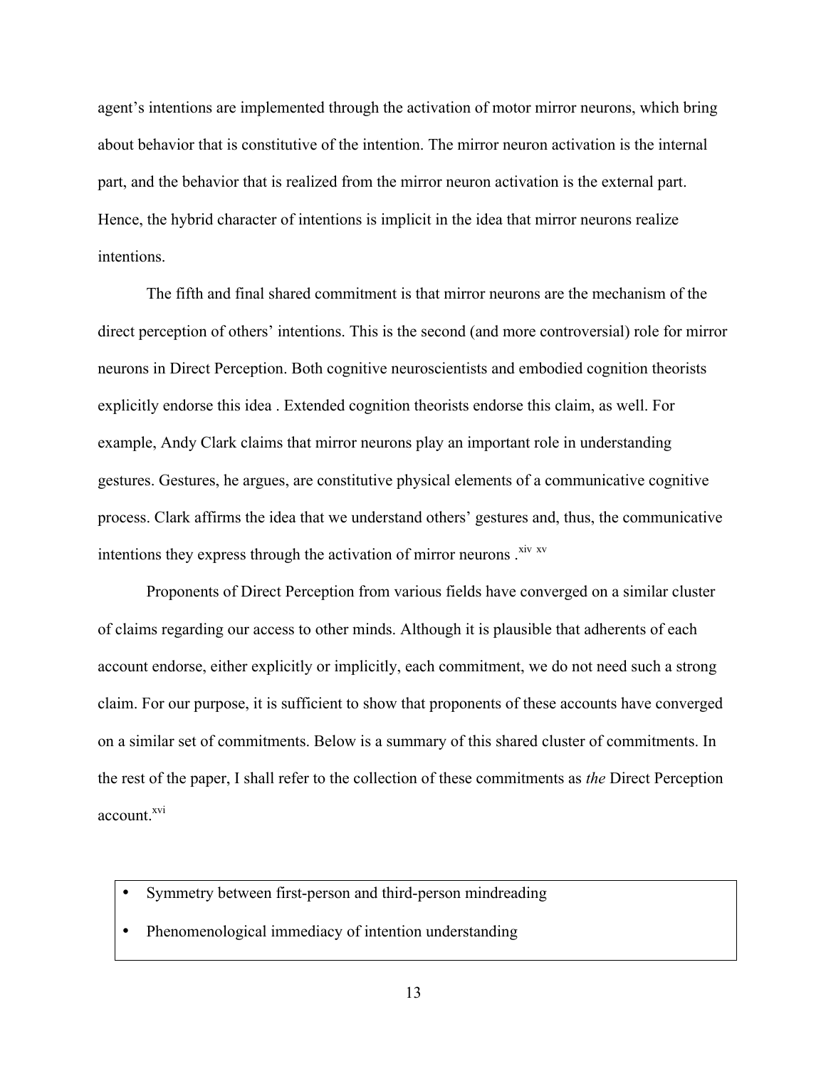agent's intentions are implemented through the activation of motor mirror neurons, which bring about behavior that is constitutive of the intention. The mirror neuron activation is the internal part, and the behavior that is realized from the mirror neuron activation is the external part. Hence, the hybrid character of intentions is implicit in the idea that mirror neurons realize intentions.

The fifth and final shared commitment is that mirror neurons are the mechanism of the direct perception of others' intentions. This is the second (and more controversial) role for mirror neurons in Direct Perception. Both cognitive neuroscientists and embodied cognition theorists explicitly endorse this idea . Extended cognition theorists endorse this claim, as well. For example, Andy Clark claims that mirror neurons play an important role in understanding gestures. Gestures, he argues, are constitutive physical elements of a communicative cognitive process. Clark affirms the idea that we understand others' gestures and, thus, the communicative intentions they express through the activation of mirror neurons .[xiv] [xv]

Proponents of Direct Perception from various fields have converged on a similar cluster of claims regarding our access to other minds. Although it is plausible that adherents of each account endorse, either explicitly or implicitly, each commitment, we do not need such a strong claim. For our purpose, it is sufficient to show that proponents of these accounts have converged on a similar set of commitments. Below is a summary of this shared cluster of commitments. In the rest of the paper, I shall refer to the collection of these commitments as *the* Direct Perception account.[xvi]

- Symmetry between first-person and third-person mindreading
- Phenomenological immediacy of intention understanding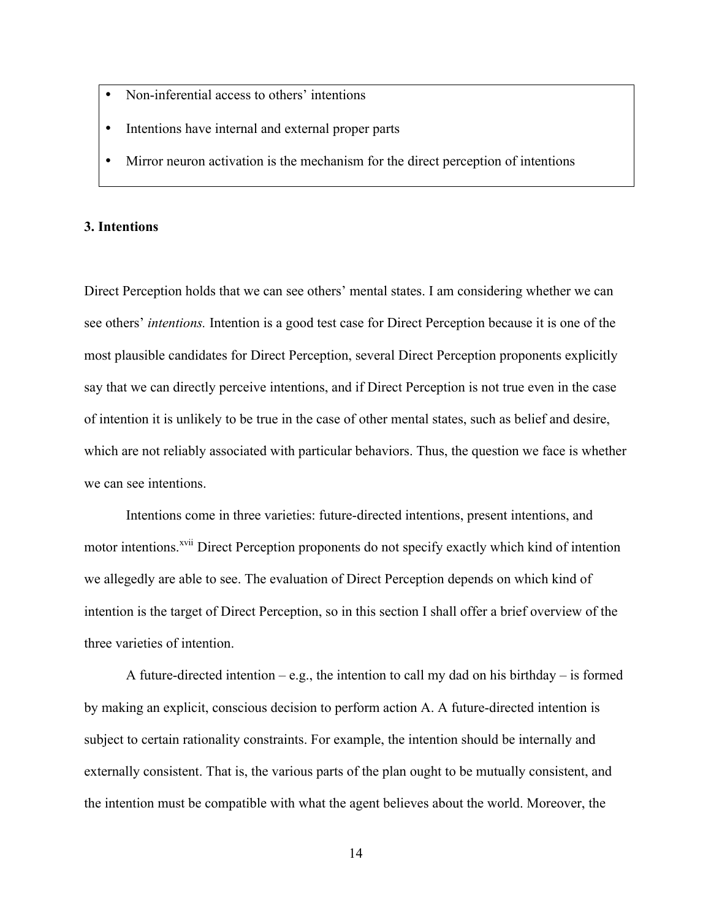- Non-inferential access to others' intentions
- Intentions have internal and external proper parts
- Mirror neuron activation is the mechanism for the direct perception of intentions

### 3. Intentions

Direct Perception holds that we can see others' mental states. I am considering whether we can see others' *intentions.* Intention is a good test case for Direct Perception because it is one of the most plausible candidates for Direct Perception, several Direct Perception proponents explicitly say that we can directly perceive intentions, and if Direct Perception is not true even in the case of intention it is unlikely to be true in the case of other mental states, such as belief and desire, which are not reliably associated with particular behaviors. Thus, the question we face is whether we can see intentions.

Intentions come in three varieties: future-directed intentions, present intentions, and motor intentions.[xvii] Direct Perception proponents do not specify exactly which kind of intention we allegedly are able to see. The evaluation of Direct Perception depends on which kind of intention is the target of Direct Perception, so in this section I shall offer a brief overview of the three varieties of intention.

A future-directed intention – e.g., the intention to call my dad on his birthday – is formed by making an explicit, conscious decision to perform action A. A future-directed intention is subject to certain rationality constraints. For example, the intention should be internally and externally consistent. That is, the various parts of the plan ought to be mutually consistent, and the intention must be compatible with what the agent believes about the world. Moreover, the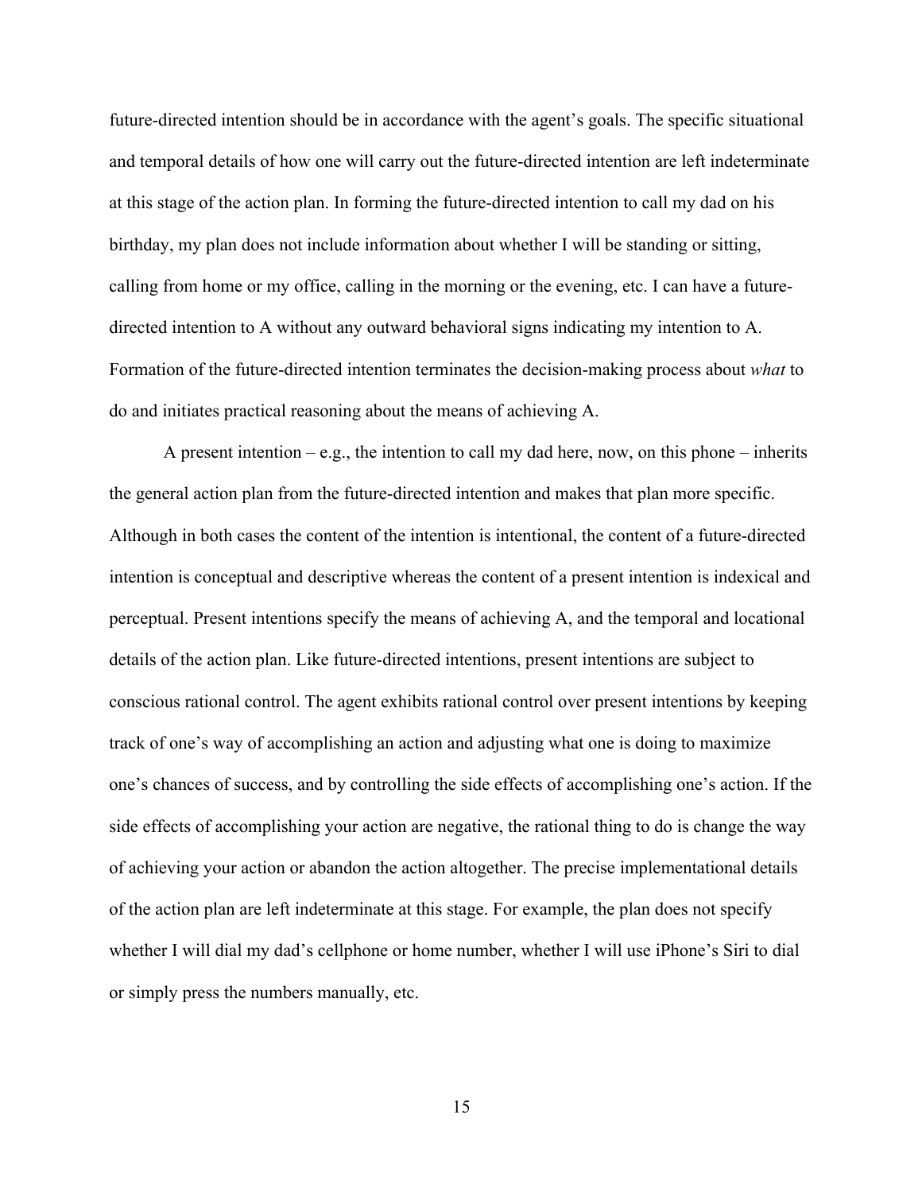future-directed intention should be in accordance with the agent's goals. The specific situational and temporal details of how one will carry out the future-directed intention are left indeterminate at this stage of the action plan. In forming the future-directed intention to call my dad on his birthday, my plan does not include information about whether I will be standing or sitting, calling from home or my office, calling in the morning or the evening, etc. I can have a future-directed intention to A without any outward behavioral signs indicating my intention to A. Formation of the future-directed intention terminates the decision-making process about *what* to do and initiates practical reasoning about the means of achieving A.

A present intention – e.g., the intention to call my dad here, now, on this phone – inherits the general action plan from the future-directed intention and makes that plan more specific. Although in both cases the content of the intention is intentional, the content of a future-directed intention is conceptual and descriptive whereas the content of a present intention is indexical and perceptual. Present intentions specify the means of achieving A, and the temporal and locational details of the action plan. Like future-directed intentions, present intentions are subject to conscious rational control. The agent exhibits rational control over present intentions by keeping track of one's way of accomplishing an action and adjusting what one is doing to maximize one's chances of success, and by controlling the side effects of accomplishing one's action. If the side effects of accomplishing your action are negative, the rational thing to do is change the way of achieving your action or abandon the action altogether. The precise implementational details of the action plan are left indeterminate at this stage. For example, the plan does not specify whether I will dial my dad's cellphone or home number, whether I will use iPhone's Siri to dial or simply press the numbers manually, etc.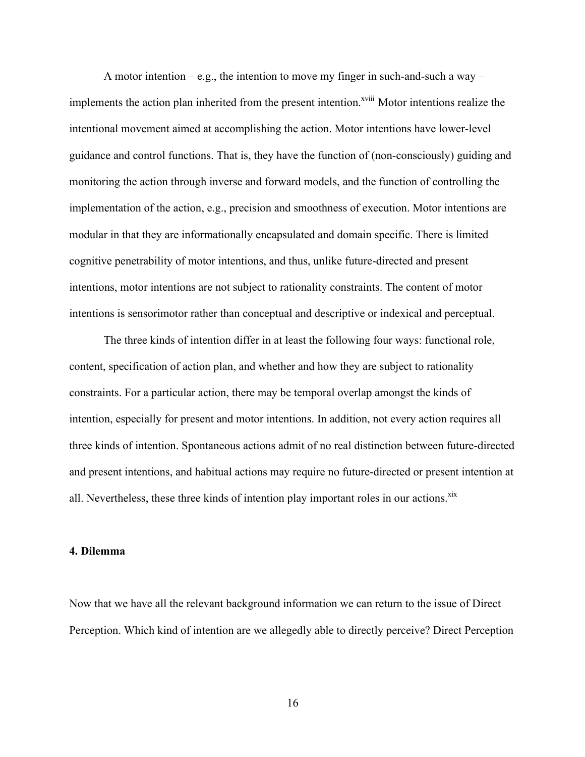A motor intention – e.g., the intention to move my finger in such-and-such a way – implements the action plan inherited from the present intention.[xviii] Motor intentions realize the intentional movement aimed at accomplishing the action. Motor intentions have lower-level guidance and control functions. That is, they have the function of (non-consciously) guiding and monitoring the action through inverse and forward models, and the function of controlling the implementation of the action, e.g., precision and smoothness of execution. Motor intentions are modular in that they are informationally encapsulated and domain specific. There is limited cognitive penetrability of motor intentions, and thus, unlike future-directed and present intentions, motor intentions are not subject to rationality constraints. The content of motor intentions is sensorimotor rather than conceptual and descriptive or indexical and perceptual.

The three kinds of intention differ in at least the following four ways: functional role, content, specification of action plan, and whether and how they are subject to rationality constraints. For a particular action, there may be temporal overlap amongst the kinds of intention, especially for present and motor intentions. In addition, not every action requires all three kinds of intention. Spontaneous actions admit of no real distinction between future-directed and present intentions, and habitual actions may require no future-directed or present intention at all. Nevertheless, these three kinds of intention play important roles in our actions.[xix]

## 4. Dilemma

Now that we have all the relevant background information we can return to the issue of Direct Perception. Which kind of intention are we allegedly able to directly perceive? Direct Perception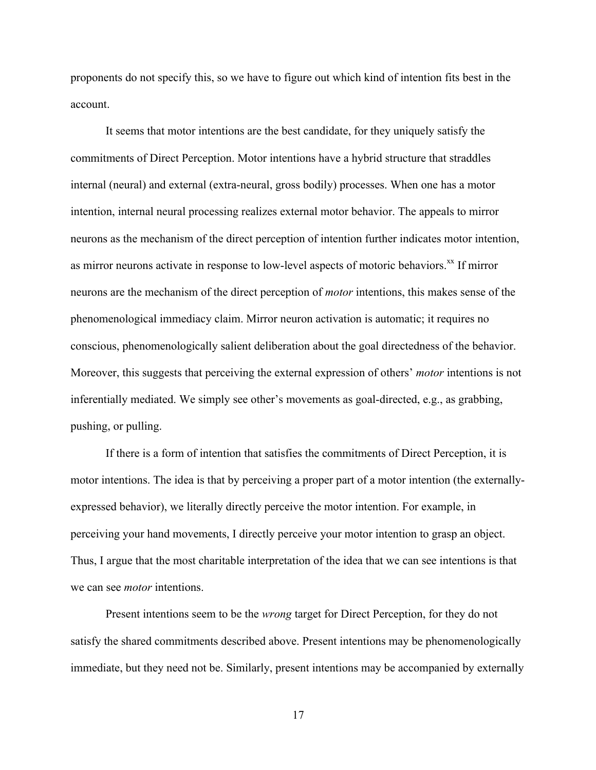proponents do not specify this, so we have to figure out which kind of intention fits best in the account.

It seems that motor intentions are the best candidate, for they uniquely satisfy the commitments of Direct Perception. Motor intentions have a hybrid structure that straddles internal (neural) and external (extra-neural, gross bodily) processes. When one has a motor intention, internal neural processing realizes external motor behavior. The appeals to mirror neurons as the mechanism of the direct perception of intention further indicates motor intention, as mirror neurons activate in response to low-level aspects of motoric behaviors.[xx] If mirror neurons are the mechanism of the direct perception of *motor* intentions, this makes sense of the phenomenological immediacy claim. Mirror neuron activation is automatic; it requires no conscious, phenomenologically salient deliberation about the goal directedness of the behavior. Moreover, this suggests that perceiving the external expression of others' *motor* intentions is not inferentially mediated. We simply see other's movements as goal-directed, e.g., as grabbing, pushing, or pulling.

If there is a form of intention that satisfies the commitments of Direct Perception, it is motor intentions. The idea is that by perceiving a proper part of a motor intention (the externally-expressed behavior), we literally directly perceive the motor intention. For example, in perceiving your hand movements, I directly perceive your motor intention to grasp an object. Thus, I argue that the most charitable interpretation of the idea that we can see intentions is that we can see *motor* intentions.

Present intentions seem to be the *wrong* target for Direct Perception, for they do not satisfy the shared commitments described above. Present intentions may be phenomenologically immediate, but they need not be. Similarly, present intentions may be accompanied by externally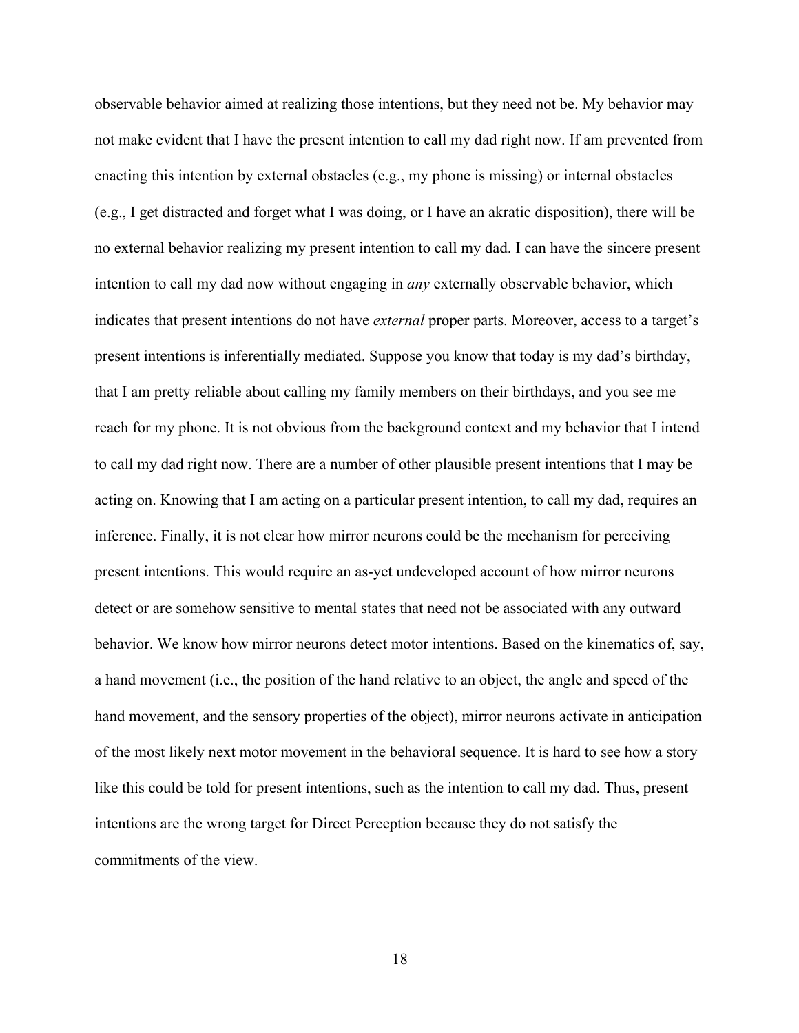observable behavior aimed at realizing those intentions, but they need not be. My behavior may not make evident that I have the present intention to call my dad right now. If am prevented from enacting this intention by external obstacles (e.g., my phone is missing) or internal obstacles (e.g., I get distracted and forget what I was doing, or I have an akratic disposition), there will be no external behavior realizing my present intention to call my dad. I can have the sincere present intention to call my dad now without engaging in *any* externally observable behavior, which indicates that present intentions do not have *external* proper parts. Moreover, access to a target's present intentions is inferentially mediated. Suppose you know that today is my dad's birthday, that I am pretty reliable about calling my family members on their birthdays, and you see me reach for my phone. It is not obvious from the background context and my behavior that I intend to call my dad right now. There are a number of other plausible present intentions that I may be acting on. Knowing that I am acting on a particular present intention, to call my dad, requires an inference. Finally, it is not clear how mirror neurons could be the mechanism for perceiving present intentions. This would require an as-yet undeveloped account of how mirror neurons detect or are somehow sensitive to mental states that need not be associated with any outward behavior. We know how mirror neurons detect motor intentions. Based on the kinematics of, say, a hand movement (i.e., the position of the hand relative to an object, the angle and speed of the hand movement, and the sensory properties of the object), mirror neurons activate in anticipation of the most likely next motor movement in the behavioral sequence. It is hard to see how a story like this could be told for present intentions, such as the intention to call my dad. Thus, present intentions are the wrong target for Direct Perception because they do not satisfy the commitments of the view.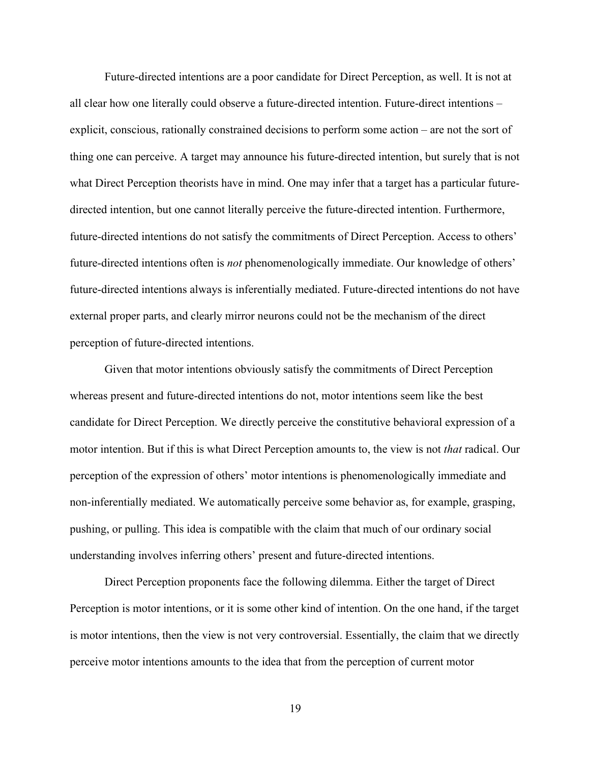Future-directed intentions are a poor candidate for Direct Perception, as well. It is not at all clear how one literally could observe a future-directed intention. Future-direct intentions – explicit, conscious, rationally constrained decisions to perform some action – are not the sort of thing one can perceive. A target may announce his future-directed intention, but surely that is not what Direct Perception theorists have in mind. One may infer that a target has a particular future-directed intention, but one cannot literally perceive the future-directed intention. Furthermore, future-directed intentions do not satisfy the commitments of Direct Perception. Access to others' future-directed intentions often is *not* phenomenologically immediate. Our knowledge of others' future-directed intentions always is inferentially mediated. Future-directed intentions do not have external proper parts, and clearly mirror neurons could not be the mechanism of the direct perception of future-directed intentions.

Given that motor intentions obviously satisfy the commitments of Direct Perception whereas present and future-directed intentions do not, motor intentions seem like the best candidate for Direct Perception. We directly perceive the constitutive behavioral expression of a motor intention. But if this is what Direct Perception amounts to, the view is not *that* radical. Our perception of the expression of others' motor intentions is phenomenologically immediate and non-inferentially mediated. We automatically perceive some behavior as, for example, grasping, pushing, or pulling. This idea is compatible with the claim that much of our ordinary social understanding involves inferring others' present and future-directed intentions.

Direct Perception proponents face the following dilemma. Either the target of Direct Perception is motor intentions, or it is some other kind of intention. On the one hand, if the target is motor intentions, then the view is not very controversial. Essentially, the claim that we directly perceive motor intentions amounts to the idea that from the perception of current motor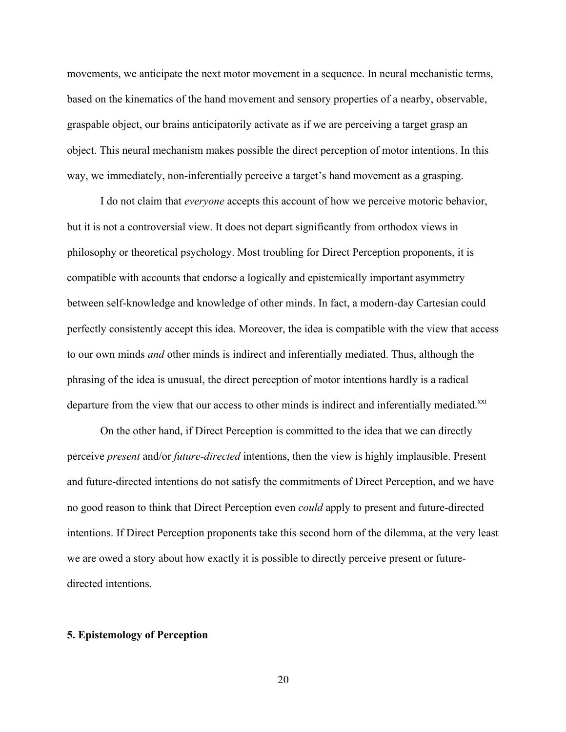movements, we anticipate the next motor movement in a sequence. In neural mechanistic terms, based on the kinematics of the hand movement and sensory properties of a nearby, observable, graspable object, our brains anticipatorily activate as if we are perceiving a target grasp an object. This neural mechanism makes possible the direct perception of motor intentions. In this way, we immediately, non-inferentially perceive a target's hand movement as a grasping.

I do not claim that *everyone* accepts this account of how we perceive motoric behavior, but it is not a controversial view. It does not depart significantly from orthodox views in philosophy or theoretical psychology. Most troubling for Direct Perception proponents, it is compatible with accounts that endorse a logically and epistemically important asymmetry between self-knowledge and knowledge of other minds. In fact, a modern-day Cartesian could perfectly consistently accept this idea. Moreover, the idea is compatible with the view that access to our own minds *and* other minds is indirect and inferentially mediated. Thus, although the phrasing of the idea is unusual, the direct perception of motor intentions hardly is a radical departure from the view that our access to other minds is indirect and inferentially mediated.[xxi]

On the other hand, if Direct Perception is committed to the idea that we can directly perceive *present* and/or *future-directed* intentions, then the view is highly implausible. Present and future-directed intentions do not satisfy the commitments of Direct Perception, and we have no good reason to think that Direct Perception even *could* apply to present and future-directed intentions. If Direct Perception proponents take this second horn of the dilemma, at the very least we are owed a story about how exactly it is possible to directly perceive present or future-directed intentions.

## 5. Epistemology of Perception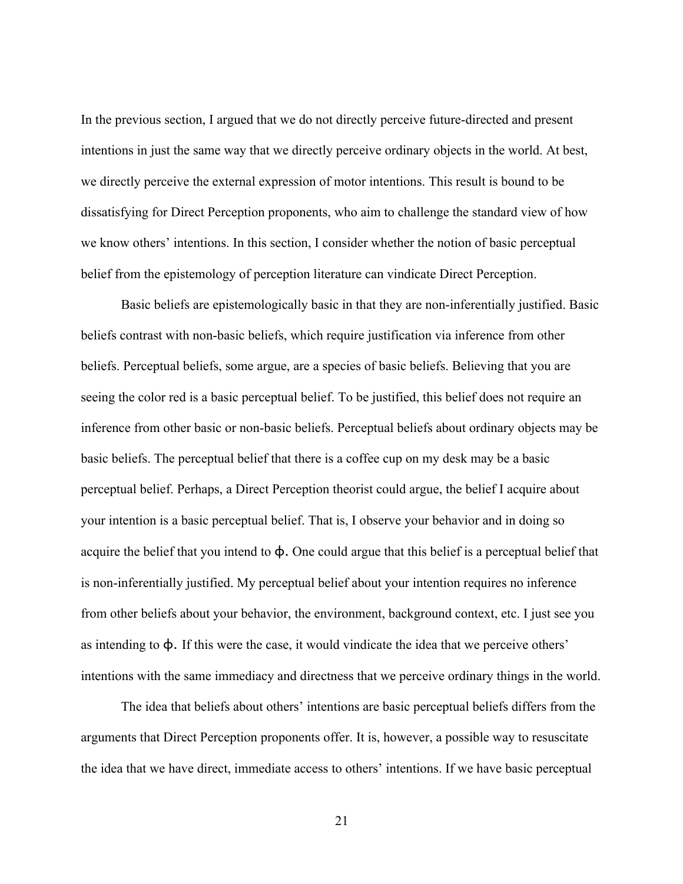In the previous section, I argued that we do not directly perceive future-directed and present intentions in just the same way that we directly perceive ordinary objects in the world. At best, we directly perceive the external expression of motor intentions. This result is bound to be dissatisfying for Direct Perception proponents, who aim to challenge the standard view of how we know others' intentions. In this section, I consider whether the notion of basic perceptual belief from the epistemology of perception literature can vindicate Direct Perception.

Basic beliefs are epistemologically basic in that they are non-inferentially justified. Basic beliefs contrast with non-basic beliefs, which require justification via inference from other beliefs. Perceptual beliefs, some argue, are a species of basic beliefs. Believing that you are seeing the color red is a basic perceptual belief. To be justified, this belief does not require an inference from other basic or non-basic beliefs. Perceptual beliefs about ordinary objects may be basic beliefs. The perceptual belief that there is a coffee cup on my desk may be a basic perceptual belief. Perhaps, a Direct Perception theorist could argue, the belief I acquire about your intention is a basic perceptual belief. That is, I observe your behavior and in doing so acquire the belief that you intend to ϕ. One could argue that this belief is a perceptual belief that is non-inferentially justified. My perceptual belief about your intention requires no inference from other beliefs about your behavior, the environment, background context, etc. I just see you as intending to ϕ. If this were the case, it would vindicate the idea that we perceive others' intentions with the same immediacy and directness that we perceive ordinary things in the world.

The idea that beliefs about others' intentions are basic perceptual beliefs differs from the arguments that Direct Perception proponents offer. It is, however, a possible way to resuscitate the idea that we have direct, immediate access to others' intentions. If we have basic perceptual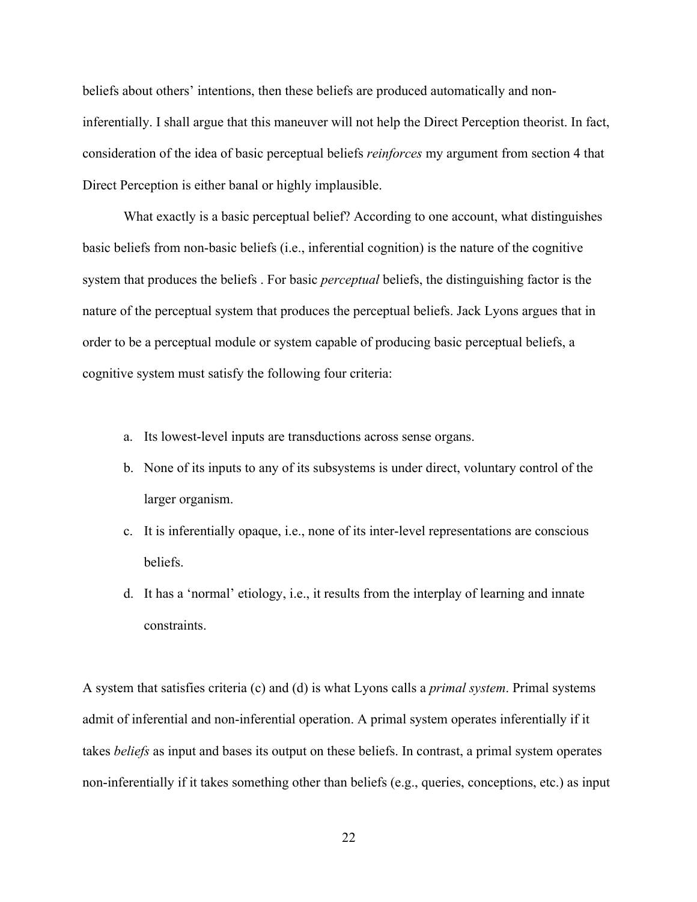beliefs about others' intentions, then these beliefs are produced automatically and non-inferentially. I shall argue that this maneuver will not help the Direct Perception theorist. In fact, consideration of the idea of basic perceptual beliefs *reinforces* my argument from section 4 that Direct Perception is either banal or highly implausible.

What exactly is a basic perceptual belief? According to one account, what distinguishes basic beliefs from non-basic beliefs (i.e., inferential cognition) is the nature of the cognitive system that produces the beliefs . For basic *perceptual* beliefs, the distinguishing factor is the nature of the perceptual system that produces the perceptual beliefs. Jack Lyons argues that in order to be a perceptual module or system capable of producing basic perceptual beliefs, a cognitive system must satisfy the following four criteria:

a. Its lowest-level inputs are transductions across sense organs.
b. None of its inputs to any of its subsystems is under direct, voluntary control of the larger organism.
c. It is inferentially opaque, i.e., none of its inter-level representations are conscious beliefs.
d. It has a 'normal' etiology, i.e., it results from the interplay of learning and innate constraints.

A system that satisfies criteria (c) and (d) is what Lyons calls a *primal system*. Primal systems admit of inferential and non-inferential operation. A primal system operates inferentially if it takes *beliefs* as input and bases its output on these beliefs. In contrast, a primal system operates non-inferentially if it takes something other than beliefs (e.g., queries, conceptions, etc.) as input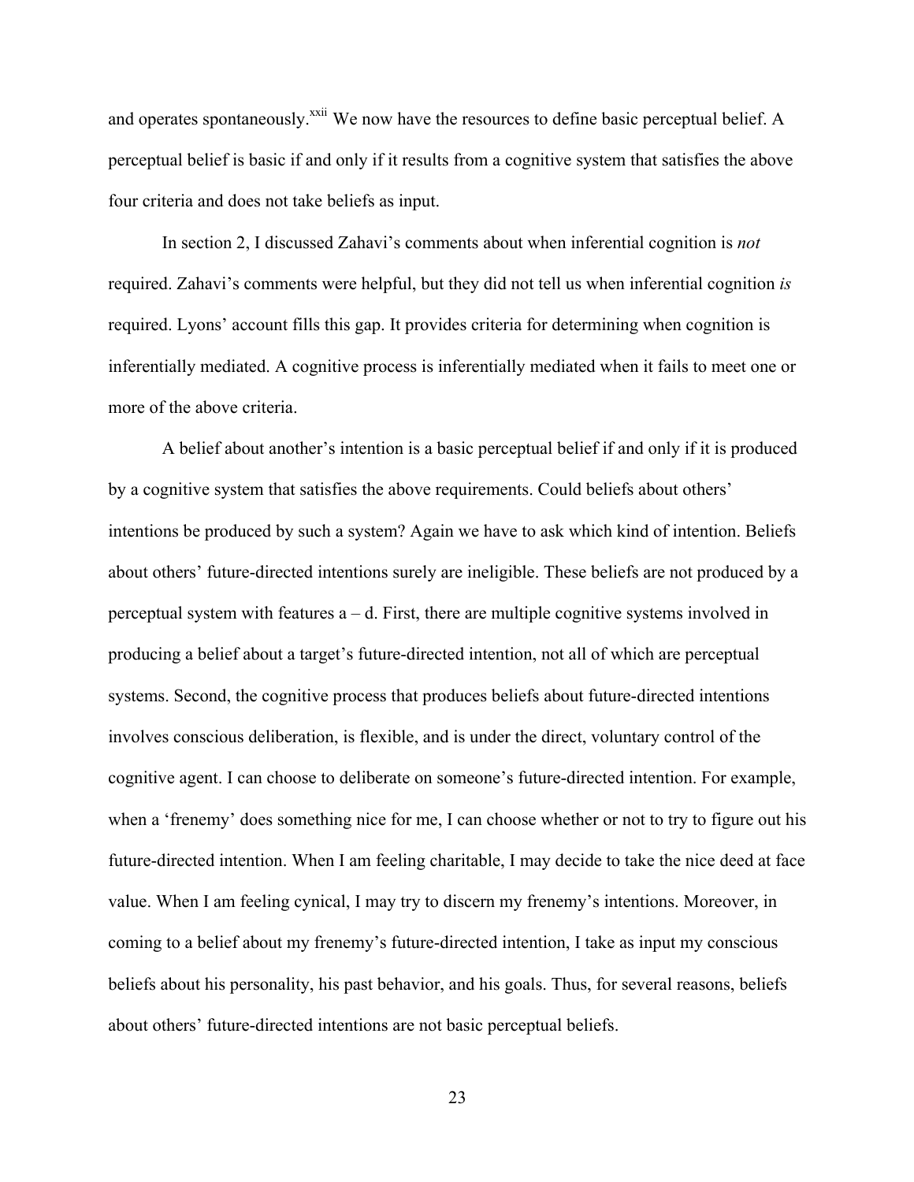and operates spontaneously.[xxii] We now have the resources to define basic perceptual belief. A perceptual belief is basic if and only if it results from a cognitive system that satisfies the above four criteria and does not take beliefs as input.

In section 2, I discussed Zahavi's comments about when inferential cognition is *not* required. Zahavi's comments were helpful, but they did not tell us when inferential cognition *is* required. Lyons' account fills this gap. It provides criteria for determining when cognition is inferentially mediated. A cognitive process is inferentially mediated when it fails to meet one or more of the above criteria.

A belief about another's intention is a basic perceptual belief if and only if it is produced by a cognitive system that satisfies the above requirements. Could beliefs about others' intentions be produced by such a system? Again we have to ask which kind of intention. Beliefs about others' future-directed intentions surely are ineligible. These beliefs are not produced by a perceptual system with features a – d. First, there are multiple cognitive systems involved in producing a belief about a target's future-directed intention, not all of which are perceptual systems. Second, the cognitive process that produces beliefs about future-directed intentions involves conscious deliberation, is flexible, and is under the direct, voluntary control of the cognitive agent. I can choose to deliberate on someone's future-directed intention. For example, when a 'frenemy' does something nice for me, I can choose whether or not to try to figure out his future-directed intention. When I am feeling charitable, I may decide to take the nice deed at face value. When I am feeling cynical, I may try to discern my frenemy's intentions. Moreover, in coming to a belief about my frenemy's future-directed intention, I take as input my conscious beliefs about his personality, his past behavior, and his goals. Thus, for several reasons, beliefs about others' future-directed intentions are not basic perceptual beliefs.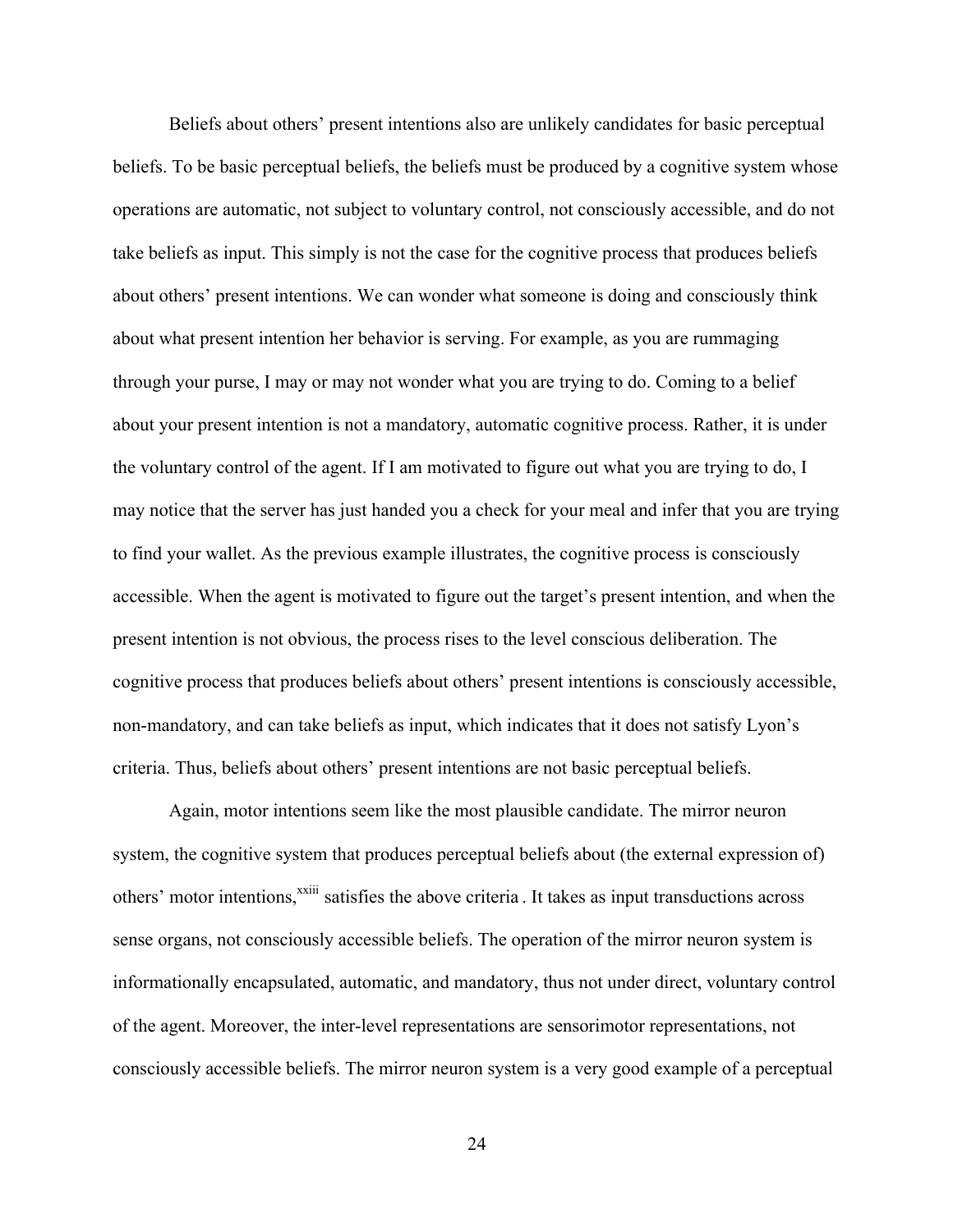Beliefs about others' present intentions also are unlikely candidates for basic perceptual beliefs. To be basic perceptual beliefs, the beliefs must be produced by a cognitive system whose operations are automatic, not subject to voluntary control, not consciously accessible, and do not take beliefs as input. This simply is not the case for the cognitive process that produces beliefs about others' present intentions. We can wonder what someone is doing and consciously think about what present intention her behavior is serving. For example, as you are rummaging through your purse, I may or may not wonder what you are trying to do. Coming to a belief about your present intention is not a mandatory, automatic cognitive process. Rather, it is under the voluntary control of the agent. If I am motivated to figure out what you are trying to do, I may notice that the server has just handed you a check for your meal and infer that you are trying to find your wallet. As the previous example illustrates, the cognitive process is consciously accessible. When the agent is motivated to figure out the target's present intention, and when the present intention is not obvious, the process rises to the level conscious deliberation. The cognitive process that produces beliefs about others' present intentions is consciously accessible, non-mandatory, and can take beliefs as input, which indicates that it does not satisfy Lyon's criteria. Thus, beliefs about others' present intentions are not basic perceptual beliefs.

Again, motor intentions seem like the most plausible candidate. The mirror neuron system, the cognitive system that produces perceptual beliefs about (the external expression of) others' motor intentions,[xxiii] satisfies the above criteria . It takes as input transductions across sense organs, not consciously accessible beliefs. The operation of the mirror neuron system is informationally encapsulated, automatic, and mandatory, thus not under direct, voluntary control of the agent. Moreover, the inter-level representations are sensorimotor representations, not consciously accessible beliefs. The mirror neuron system is a very good example of a perceptual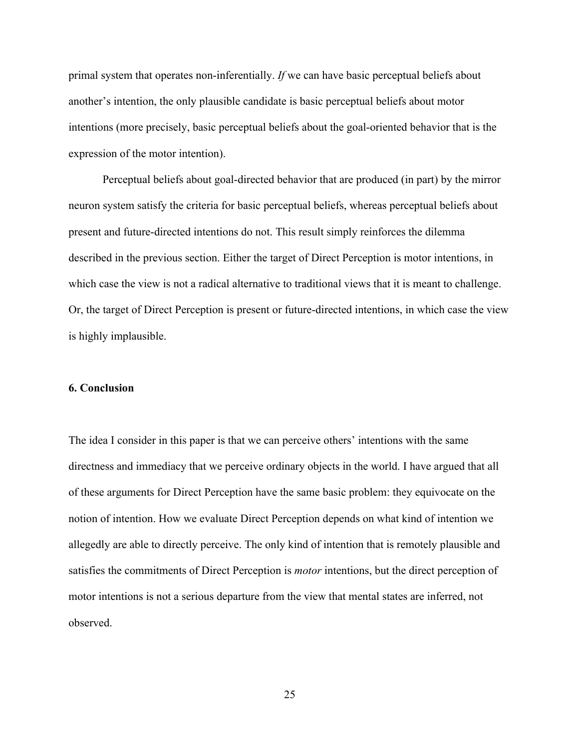primal system that operates non-inferentially. *If* we can have basic perceptual beliefs about another's intention, the only plausible candidate is basic perceptual beliefs about motor intentions (more precisely, basic perceptual beliefs about the goal-oriented behavior that is the expression of the motor intention).

Perceptual beliefs about goal-directed behavior that are produced (in part) by the mirror neuron system satisfy the criteria for basic perceptual beliefs, whereas perceptual beliefs about present and future-directed intentions do not. This result simply reinforces the dilemma described in the previous section. Either the target of Direct Perception is motor intentions, in which case the view is not a radical alternative to traditional views that it is meant to challenge. Or, the target of Direct Perception is present or future-directed intentions, in which case the view is highly implausible.

## 6. Conclusion

The idea I consider in this paper is that we can perceive others' intentions with the same directness and immediacy that we perceive ordinary objects in the world. I have argued that all of these arguments for Direct Perception have the same basic problem: they equivocate on the notion of intention. How we evaluate Direct Perception depends on what kind of intention we allegedly are able to directly perceive. The only kind of intention that is remotely plausible and satisfies the commitments of Direct Perception is *motor* intentions, but the direct perception of motor intentions is not a serious departure from the view that mental states are inferred, not observed.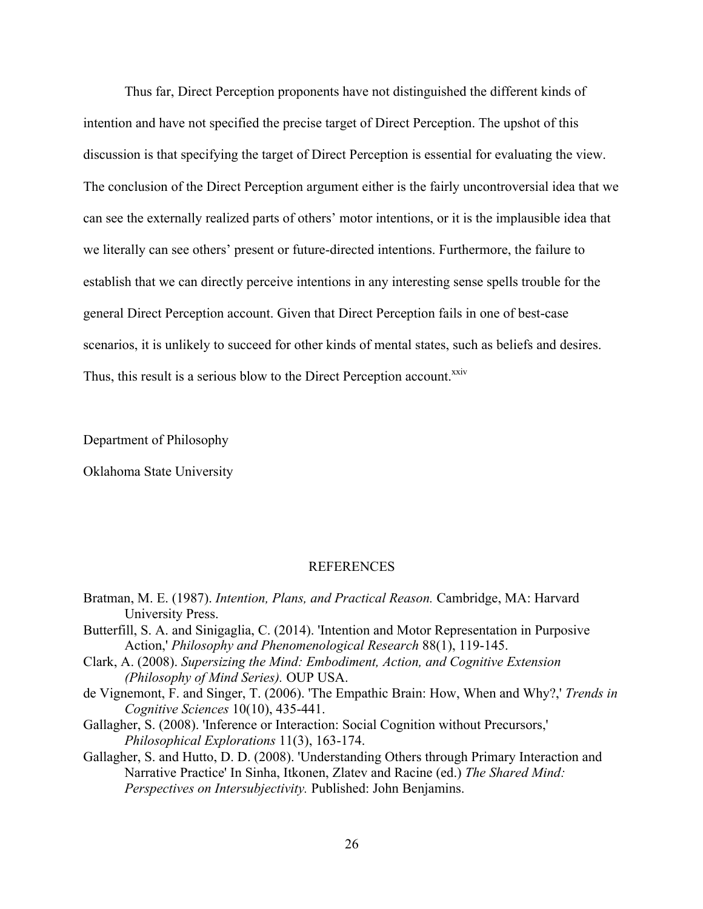Thus far, Direct Perception proponents have not distinguished the different kinds of intention and have not specified the precise target of Direct Perception. The upshot of this discussion is that specifying the target of Direct Perception is essential for evaluating the view. The conclusion of the Direct Perception argument either is the fairly uncontroversial idea that we can see the externally realized parts of others' motor intentions, or it is the implausible idea that we literally can see others' present or future-directed intentions. Furthermore, the failure to establish that we can directly perceive intentions in any interesting sense spells trouble for the general Direct Perception account. Given that Direct Perception fails in one of best-case scenarios, it is unlikely to succeed for other kinds of mental states, such as beliefs and desires. Thus, this result is a serious blow to the Direct Perception account.[xxiv]

Department of Philosophy

Oklahoma State University

## REFERENCES

Bratman, M. E. (1987). *Intention, Plans, and Practical Reason.* Cambridge, MA: Harvard University Press.

Butterfill, S. A. and Sinigaglia, C. (2014). 'Intention and Motor Representation in Purposive Action,' *Philosophy and Phenomenological Research* 88(1), 119-145.

Clark, A. (2008). *Supersizing the Mind: Embodiment, Action, and Cognitive Extension (Philosophy of Mind Series).* OUP USA.

de Vignemont, F. and Singer, T. (2006). 'The Empathic Brain: How, When and Why?,' *Trends in Cognitive Sciences* 10(10), 435-441.

Gallagher, S. (2008). 'Inference or Interaction: Social Cognition without Precursors,' *Philosophical Explorations* 11(3), 163-174.

Gallagher, S. and Hutto, D. D. (2008). 'Understanding Others through Primary Interaction and Narrative Practice' In Sinha, Itkonen, Zlatev and Racine (ed.) *The Shared Mind: Perspectives on Intersubjectivity.* Published: John Benjamins.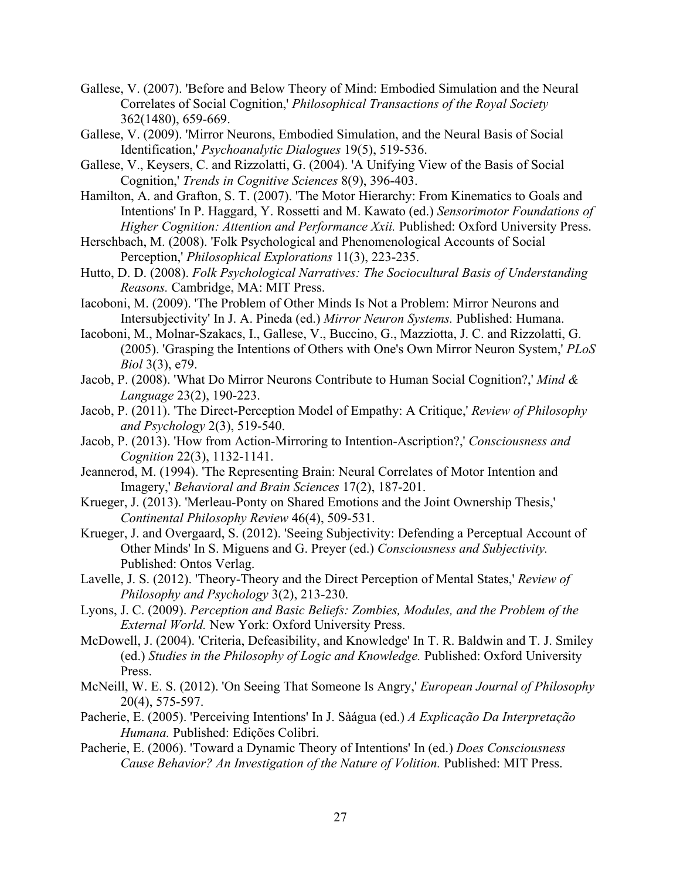Gallese, V. (2007). 'Before and Below Theory of Mind: Embodied Simulation and the Neural Correlates of Social Cognition,' *Philosophical Transactions of the Royal Society* 362(1480), 659-669.

Gallese, V. (2009). 'Mirror Neurons, Embodied Simulation, and the Neural Basis of Social Identification,' *Psychoanalytic Dialogues* 19(5), 519-536.

Gallese, V., Keysers, C. and Rizzolatti, G. (2004). 'A Unifying View of the Basis of Social Cognition,' *Trends in Cognitive Sciences* 8(9), 396-403.

Hamilton, A. and Grafton, S. T. (2007). 'The Motor Hierarchy: From Kinematics to Goals and Intentions' In P. Haggard, Y. Rossetti and M. Kawato (ed.) *Sensorimotor Foundations of Higher Cognition: Attention and Performance Xxii.* Published: Oxford University Press.

Herschbach, M. (2008). 'Folk Psychological and Phenomenological Accounts of Social Perception,' *Philosophical Explorations* 11(3), 223-235.

Hutto, D. D. (2008). *Folk Psychological Narratives: The Sociocultural Basis of Understanding Reasons.* Cambridge, MA: MIT Press.

Iacoboni, M. (2009). 'The Problem of Other Minds Is Not a Problem: Mirror Neurons and Intersubjectivity' In J. A. Pineda (ed.) *Mirror Neuron Systems.* Published: Humana.

Iacoboni, M., Molnar-Szakacs, I., Gallese, V., Buccino, G., Mazziotta, J. C. and Rizzolatti, G. (2005). 'Grasping the Intentions of Others with One's Own Mirror Neuron System,' *PLoS Biol* 3(3), e79.

Jacob, P. (2008). 'What Do Mirror Neurons Contribute to Human Social Cognition?,' *Mind & Language* 23(2), 190-223.

Jacob, P. (2011). 'The Direct-Perception Model of Empathy: A Critique,' *Review of Philosophy and Psychology* 2(3), 519-540.

Jacob, P. (2013). 'How from Action-Mirroring to Intention-Ascription?,' *Consciousness and Cognition* 22(3), 1132-1141.

Jeannerod, M. (1994). 'The Representing Brain: Neural Correlates of Motor Intention and Imagery,' *Behavioral and Brain Sciences* 17(2), 187-201.

Krueger, J. (2013). 'Merleau-Ponty on Shared Emotions and the Joint Ownership Thesis,' *Continental Philosophy Review* 46(4), 509-531.

Krueger, J. and Overgaard, S. (2012). 'Seeing Subjectivity: Defending a Perceptual Account of Other Minds' In S. Miguens and G. Preyer (ed.) *Consciousness and Subjectivity.* Published: Ontos Verlag.

Lavelle, J. S. (2012). 'Theory-Theory and the Direct Perception of Mental States,' *Review of Philosophy and Psychology* 3(2), 213-230.

Lyons, J. C. (2009). *Perception and Basic Beliefs: Zombies, Modules, and the Problem of the External World.* New York: Oxford University Press.

McDowell, J. (2004). 'Criteria, Defeasibility, and Knowledge' In T. R. Baldwin and T. J. Smiley (ed.) *Studies in the Philosophy of Logic and Knowledge.* Published: Oxford University Press.

McNeill, W. E. S. (2012). 'On Seeing That Someone Is Angry,' *European Journal of Philosophy* 20(4), 575-597.

Pacherie, E. (2005). 'Perceiving Intentions' In J. Sàágua (ed.) *A Explicação Da Interpretação Humana.* Published: Edições Colibri.

Pacherie, E. (2006). 'Toward a Dynamic Theory of Intentions' In (ed.) *Does Consciousness Cause Behavior? An Investigation of the Nature of Volition.* Published: MIT Press.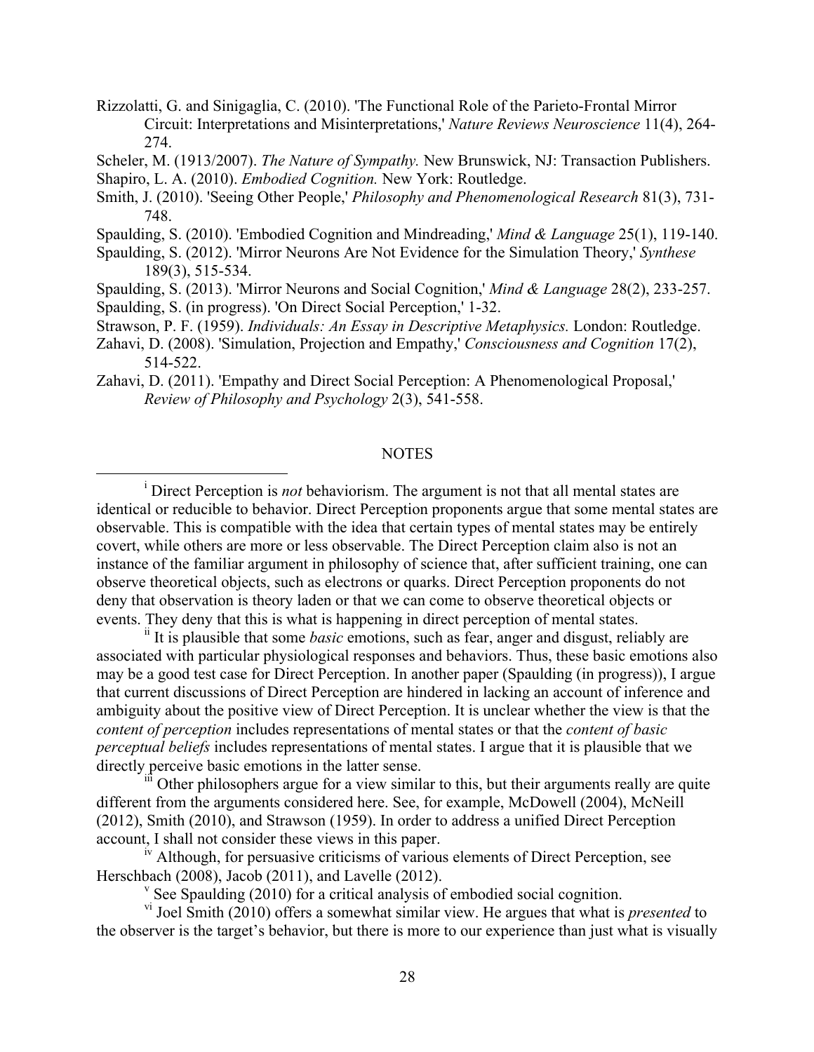Rizzolatti, G. and Sinigaglia, C. (2010). 'The Functional Role of the Parieto-Frontal Mirror Circuit: Interpretations and Misinterpretations,' *Nature Reviews Neuroscience* 11(4), 264-274.

Scheler, M. (1913/2007). *The Nature of Sympathy.* New Brunswick, NJ: Transaction Publishers.

Shapiro, L. A. (2010). *Embodied Cognition.* New York: Routledge.

Smith, J. (2010). 'Seeing Other People,' *Philosophy and Phenomenological Research* 81(3), 731-748.

Spaulding, S. (2010). 'Embodied Cognition and Mindreading,' *Mind & Language* 25(1), 119-140.

Spaulding, S. (2012). 'Mirror Neurons Are Not Evidence for the Simulation Theory,' *Synthese* 189(3), 515-534.

Spaulding, S. (2013). 'Mirror Neurons and Social Cognition,' *Mind & Language* 28(2), 233-257.

Spaulding, S. (in progress). 'On Direct Social Perception,' 1-32.

Strawson, P. F. (1959). *Individuals: An Essay in Descriptive Metaphysics.* London: Routledge.

Zahavi, D. (2008). 'Simulation, Projection and Empathy,' *Consciousness and Cognition* 17(2), 514-522.

Zahavi, D. (2011). 'Empathy and Direct Social Perception: A Phenomenological Proposal,' *Review of Philosophy and Psychology* 2(3), 541-558.

## NOTES

[i] Direct Perception is *not* behaviorism. The argument is not that all mental states are identical or reducible to behavior. Direct Perception proponents argue that some mental states are observable. This is compatible with the idea that certain types of mental states may be entirely covert, while others are more or less observable. The Direct Perception claim also is not an instance of the familiar argument in philosophy of science that, after sufficient training, one can observe theoretical objects, such as electrons or quarks. Direct Perception proponents do not deny that observation is theory laden or that we can come to observe theoretical objects or events. They deny that this is what is happening in direct perception of mental states.

[ii] It is plausible that some *basic* emotions, such as fear, anger and disgust, reliably are associated with particular physiological responses and behaviors. Thus, these basic emotions also may be a good test case for Direct Perception. In another paper (Spaulding (in progress)), I argue that current discussions of Direct Perception are hindered in lacking an account of inference and ambiguity about the positive view of Direct Perception. It is unclear whether the view is that the *content of perception* includes representations of mental states or that the *content of basic perceptual beliefs* includes representations of mental states. I argue that it is plausible that we directly perceive basic emotions in the latter sense.

[iii] Other philosophers argue for a view similar to this, but their arguments really are quite different from the arguments considered here. See, for example, McDowell (2004), McNeill (2012), Smith (2010), and Strawson (1959). In order to address a unified Direct Perception account, I shall not consider these views in this paper.

[iv] Although, for persuasive criticisms of various elements of Direct Perception, see Herschbach (2008), Jacob (2011), and Lavelle (2012).

[v] See Spaulding (2010) for a critical analysis of embodied social cognition.

[vi] Joel Smith (2010) offers a somewhat similar view. He argues that what is *presented* to the observer is the target's behavior, but there is more to our experience than just what is visually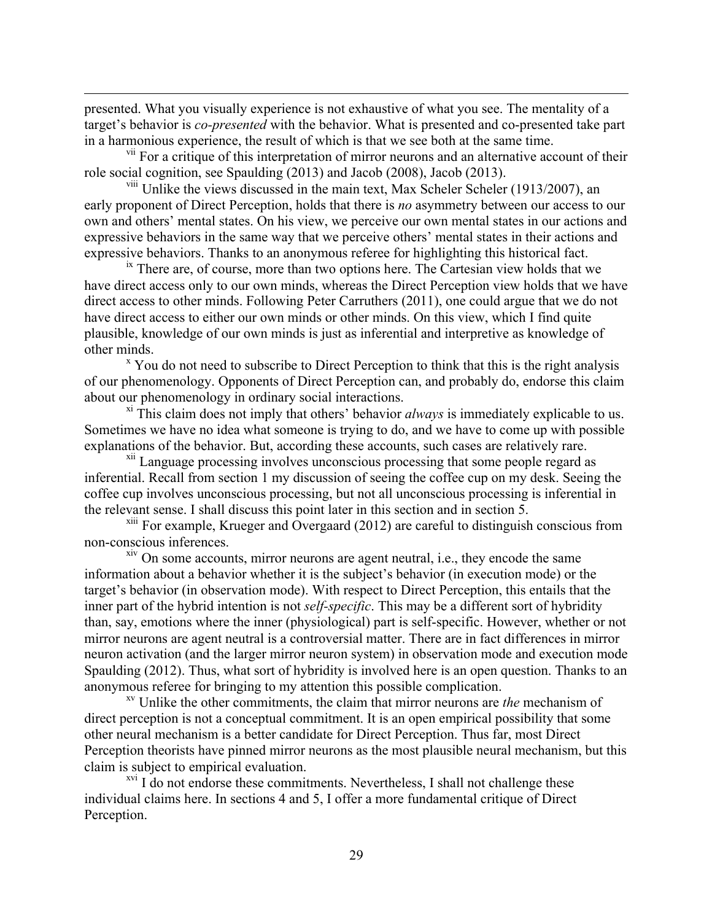presented. What you visually experience is not exhaustive of what you see. The mentality of a target's behavior is *co-presented* with the behavior. What is presented and co-presented take part in a harmonious experience, the result of which is that we see both at the same time.

[vii] For a critique of this interpretation of mirror neurons and an alternative account of their role social cognition, see Spaulding (2013) and Jacob (2008), Jacob (2013).

[viii] Unlike the views discussed in the main text, Max Scheler Scheler (1913/2007), an early proponent of Direct Perception, holds that there is *no* asymmetry between our access to our own and others' mental states. On his view, we perceive our own mental states in our actions and expressive behaviors in the same way that we perceive others' mental states in their actions and expressive behaviors. Thanks to an anonymous referee for highlighting this historical fact.

[ix] There are, of course, more than two options here. The Cartesian view holds that we have direct access only to our own minds, whereas the Direct Perception view holds that we have direct access to other minds. Following Peter Carruthers (2011), one could argue that we do not have direct access to either our own minds or other minds. On this view, which I find quite plausible, knowledge of our own minds is just as inferential and interpretive as knowledge of other minds.

[x] You do not need to subscribe to Direct Perception to think that this is the right analysis of our phenomenology. Opponents of Direct Perception can, and probably do, endorse this claim about our phenomenology in ordinary social interactions.

[xi] This claim does not imply that others' behavior *always* is immediately explicable to us. Sometimes we have no idea what someone is trying to do, and we have to come up with possible explanations of the behavior. But, according these accounts, such cases are relatively rare.

[xii] Language processing involves unconscious processing that some people regard as inferential. Recall from section 1 my discussion of seeing the coffee cup on my desk. Seeing the coffee cup involves unconscious processing, but not all unconscious processing is inferential in the relevant sense. I shall discuss this point later in this section and in section 5.

[xiii] For example, Krueger and Overgaard (2012) are careful to distinguish conscious from non-conscious inferences.

[xiv] On some accounts, mirror neurons are agent neutral, i.e., they encode the same information about a behavior whether it is the subject's behavior (in execution mode) or the target's behavior (in observation mode). With respect to Direct Perception, this entails that the inner part of the hybrid intention is not *self-specific*. This may be a different sort of hybridity than, say, emotions where the inner (physiological) part is self-specific. However, whether or not mirror neurons are agent neutral is a controversial matter. There are in fact differences in mirror neuron activation (and the larger mirror neuron system) in observation mode and execution mode Spaulding (2012). Thus, what sort of hybridity is involved here is an open question. Thanks to an anonymous referee for bringing to my attention this possible complication.

[xv] Unlike the other commitments, the claim that mirror neurons are *the* mechanism of direct perception is not a conceptual commitment. It is an open empirical possibility that some other neural mechanism is a better candidate for Direct Perception. Thus far, most Direct Perception theorists have pinned mirror neurons as the most plausible neural mechanism, but this claim is subject to empirical evaluation.

[xvi] I do not endorse these commitments. Nevertheless, I shall not challenge these individual claims here. In sections 4 and 5, I offer a more fundamental critique of Direct Perception.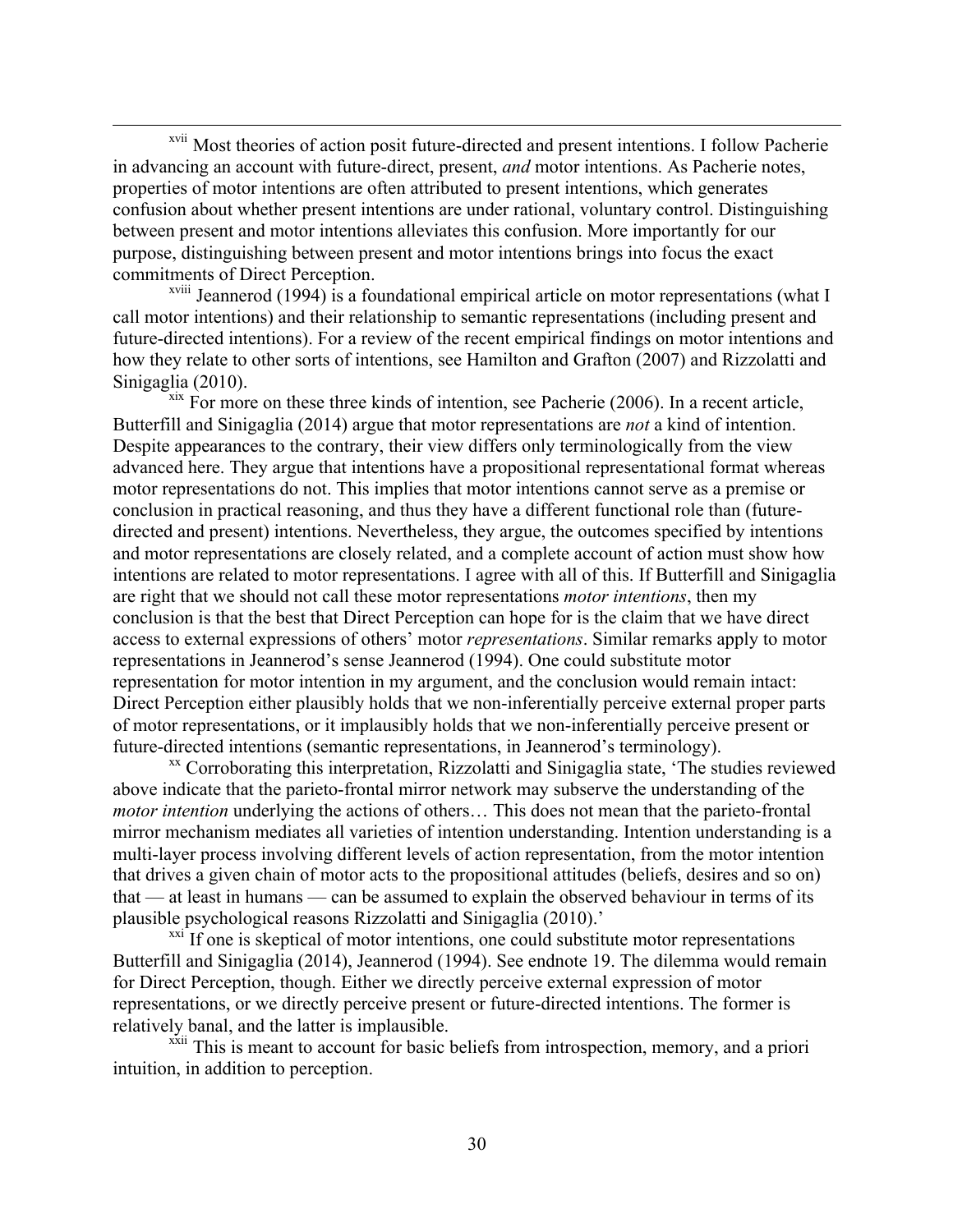[xvii] Most theories of action posit future-directed and present intentions. I follow Pacherie in advancing an account with future-direct, present, *and* motor intentions. As Pacherie notes, properties of motor intentions are often attributed to present intentions, which generates confusion about whether present intentions are under rational, voluntary control. Distinguishing between present and motor intentions alleviates this confusion. More importantly for our purpose, distinguishing between present and motor intentions brings into focus the exact commitments of Direct Perception.

[xviii] Jeannerod (1994) is a foundational empirical article on motor representations (what I call motor intentions) and their relationship to semantic representations (including present and future-directed intentions). For a review of the recent empirical findings on motor intentions and how they relate to other sorts of intentions, see Hamilton and Grafton (2007) and Rizzolatti and Sinigaglia (2010).

[xix] For more on these three kinds of intention, see Pacherie (2006). In a recent article, Butterfill and Sinigaglia (2014) argue that motor representations are *not* a kind of intention. Despite appearances to the contrary, their view differs only terminologically from the view advanced here. They argue that intentions have a propositional representational format whereas motor representations do not. This implies that motor intentions cannot serve as a premise or conclusion in practical reasoning, and thus they have a different functional role than (future-directed and present) intentions. Nevertheless, they argue, the outcomes specified by intentions and motor representations are closely related, and a complete account of action must show how intentions are related to motor representations. I agree with all of this. If Butterfill and Sinigaglia are right that we should not call these motor representations *motor intentions*, then my conclusion is that the best that Direct Perception can hope for is the claim that we have direct access to external expressions of others' motor *representations*. Similar remarks apply to motor representations in Jeannerod's sense Jeannerod (1994). One could substitute motor representation for motor intention in my argument, and the conclusion would remain intact: Direct Perception either plausibly holds that we non-inferentially perceive external proper parts of motor representations, or it implausibly holds that we non-inferentially perceive present or future-directed intentions (semantic representations, in Jeannerod's terminology).

[xx] Corroborating this interpretation, Rizzolatti and Sinigaglia state, 'The studies reviewed above indicate that the parieto-frontal mirror network may subserve the understanding of the *motor intention* underlying the actions of others… This does not mean that the parieto-frontal mirror mechanism mediates all varieties of intention understanding. Intention understanding is a multi-layer process involving different levels of action representation, from the motor intention that drives a given chain of motor acts to the propositional attitudes (beliefs, desires and so on) that — at least in humans — can be assumed to explain the observed behaviour in terms of its plausible psychological reasons Rizzolatti and Sinigaglia (2010).'

[xxi] If one is skeptical of motor intentions, one could substitute motor representations Butterfill and Sinigaglia (2014), Jeannerod (1994). See endnote 19. The dilemma would remain for Direct Perception, though. Either we directly perceive external expression of motor representations, or we directly perceive present or future-directed intentions. The former is relatively banal, and the latter is implausible.

[xxii] This is meant to account for basic beliefs from introspection, memory, and a priori intuition, in addition to perception.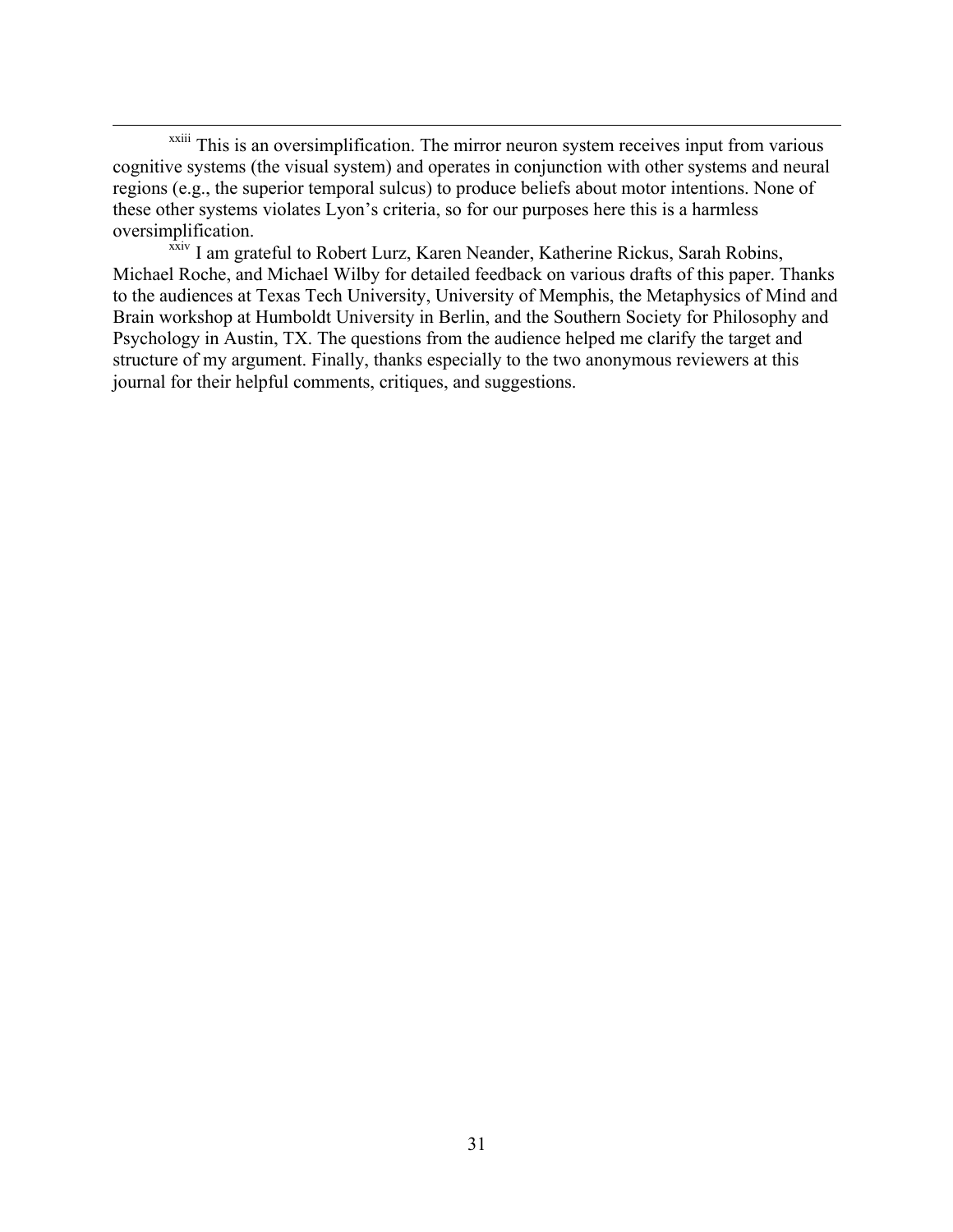[xxiii] This is an oversimplification. The mirror neuron system receives input from various cognitive systems (the visual system) and operates in conjunction with other systems and neural regions (e.g., the superior temporal sulcus) to produce beliefs about motor intentions. None of these other systems violates Lyon's criteria, so for our purposes here this is a harmless oversimplification.

[xxiv] I am grateful to Robert Lurz, Karen Neander, Katherine Rickus, Sarah Robins, Michael Roche, and Michael Wilby for detailed feedback on various drafts of this paper. Thanks to the audiences at Texas Tech University, University of Memphis, the Metaphysics of Mind and Brain workshop at Humboldt University in Berlin, and the Southern Society for Philosophy and Psychology in Austin, TX. The questions from the audience helped me clarify the target and structure of my argument. Finally, thanks especially to the two anonymous reviewers at this journal for their helpful comments, critiques, and suggestions.